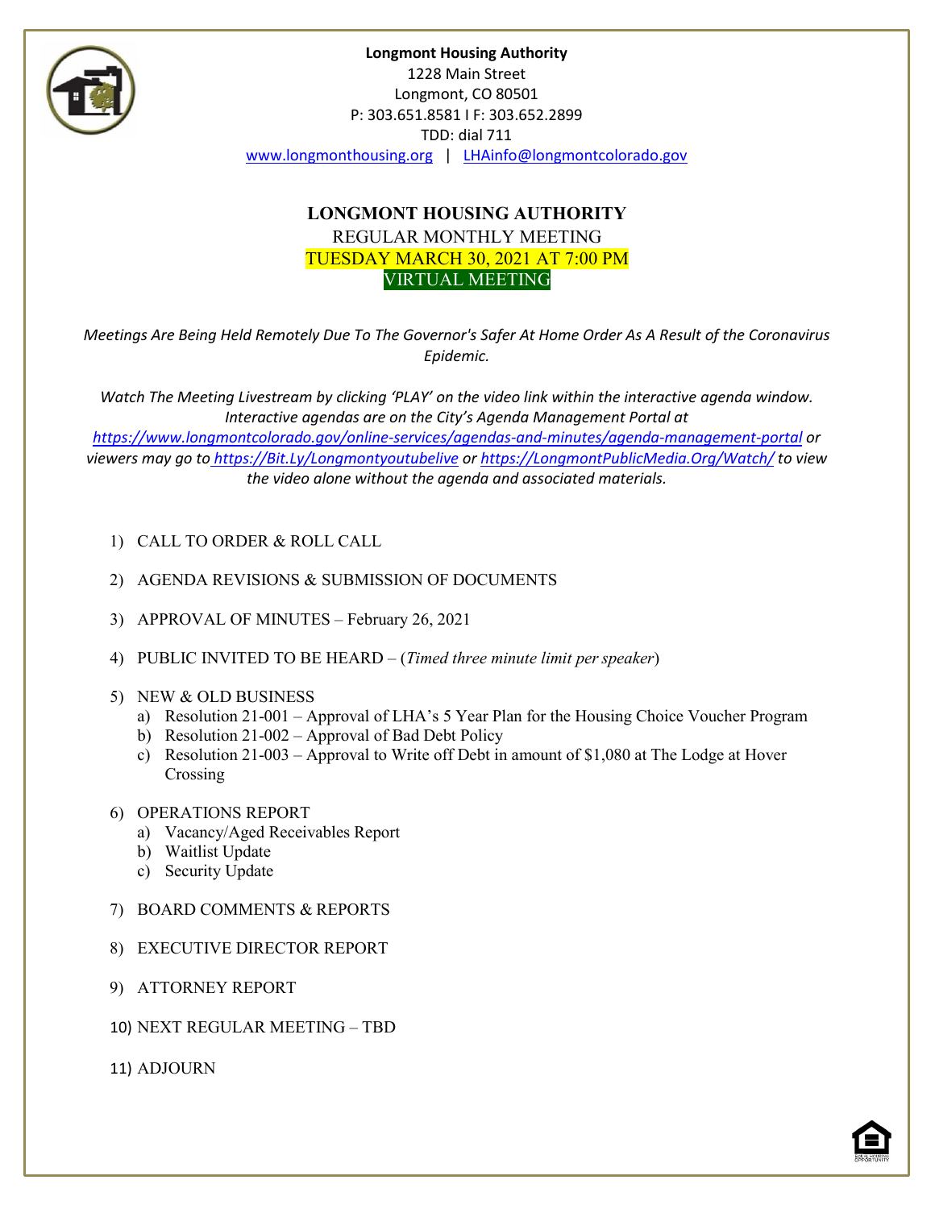**Longmont Housing Authority**
1228 Main Street
Longmont, CO 80501
P: 303.651.8581 I F: 303.652.2899
TDD: dial 711
www.longmonthousing.org | LHAinfo@longmontcolorado.gov

# LONGMONT HOUSING AUTHORITY

REGULAR MONTHLY MEETING
TUESDAY MARCH 30, 2021 AT 7:00 PM
VIRTUAL MEETING

*Meetings Are Being Held Remotely Due To The Governor's Safer At Home Order As A Result of the Coronavirus Epidemic.*

*Watch The Meeting Livestream by clicking 'PLAY' on the video link within the interactive agenda window. Interactive agendas are on the City's Agenda Management Portal at https://www.longmontcolorado.gov/online-services/agendas-and-minutes/agenda-management-portal or viewers may go to https://Bit.Ly/Longmontyoutubelive or https://LongmontPublicMedia.Org/Watch/ to view the video alone without the agenda and associated materials.*

1) CALL TO ORDER & ROLL CALL

2) AGENDA REVISIONS & SUBMISSION OF DOCUMENTS

3) APPROVAL OF MINUTES – February 26, 2021

4) PUBLIC INVITED TO BE HEARD – (*Timed three minute limit per speaker*)

5) NEW & OLD BUSINESS
   a) Resolution 21-001 – Approval of LHA's 5 Year Plan for the Housing Choice Voucher Program
   b) Resolution 21-002 – Approval of Bad Debt Policy
   c) Resolution 21-003 – Approval to Write off Debt in amount of $1,080 at The Lodge at Hover Crossing

6) OPERATIONS REPORT
   a) Vacancy/Aged Receivables Report
   b) Waitlist Update
   c) Security Update

7) BOARD COMMENTS & REPORTS

8) EXECUTIVE DIRECTOR REPORT

9) ATTORNEY REPORT

10) NEXT REGULAR MEETING – TBD

11) ADJOURN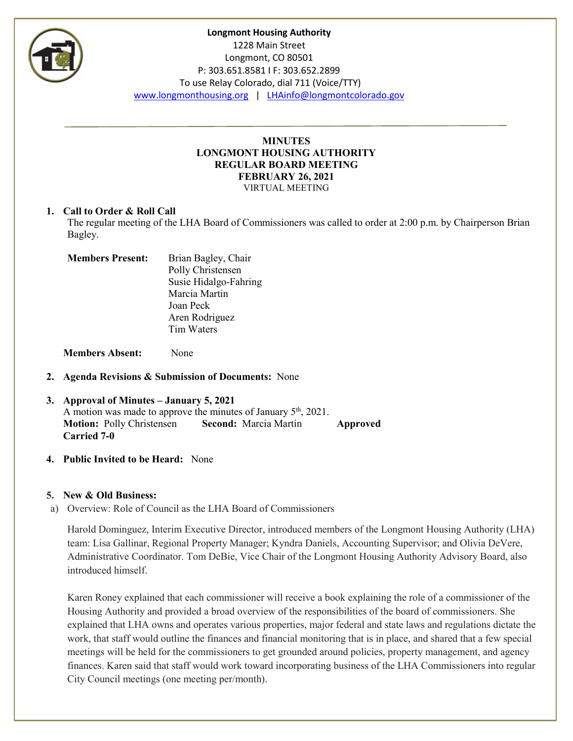**Longmont Housing Authority**
1228 Main Street
Longmont, CO 80501
P: 303.651.8581 I F: 303.652.2899
To use Relay Colorado, dial 711 (Voice/TTY)
www.longmonthousing.org | LHAinfo@longmontcolorado.gov

---

**MINUTES**
**LONGMONT HOUSING AUTHORITY**
**REGULAR BOARD MEETING**
**FEBRUARY 26, 2021**
VIRTUAL MEETING

**1. Call to Order & Roll Call**

The regular meeting of the LHA Board of Commissioners was called to order at 2:00 p.m. by Chairperson Brian Bagley.

**Members Present:** Brian Bagley, Chair
Polly Christensen
Susie Hidalgo-Fahring
Marcia Martin
Joan Peck
Aren Rodriguez
Tim Waters

**Members Absent:** None

**2. Agenda Revisions & Submission of Documents:** None

**3. Approval of Minutes – January 5, 2021**

A motion was made to approve the minutes of January 5th, 2021.
**Motion:** Polly Christensen **Second:** Marcia Martin **Approved**
**Carried 7-0**

**4. Public Invited to be Heard:** None

**5. New & Old Business:**

a) Overview: Role of Council as the LHA Board of Commissioners

Harold Dominguez, Interim Executive Director, introduced members of the Longmont Housing Authority (LHA) team: Lisa Gallinar, Regional Property Manager; Kyndra Daniels, Accounting Supervisor; and Olivia DeVere, Administrative Coordinator. Tom DeBie, Vice Chair of the Longmont Housing Authority Advisory Board, also introduced himself.

Karen Roney explained that each commissioner will receive a book explaining the role of a commissioner of the Housing Authority and provided a broad overview of the responsibilities of the board of commissioners. She explained that LHA owns and operates various properties, major federal and state laws and regulations dictate the work, that staff would outline the finances and financial monitoring that is in place, and shared that a few special meetings will be held for the commissioners to get grounded around policies, property management, and agency finances. Karen said that staff would work toward incorporating business of the LHA Commissioners into regular City Council meetings (one meeting per/month).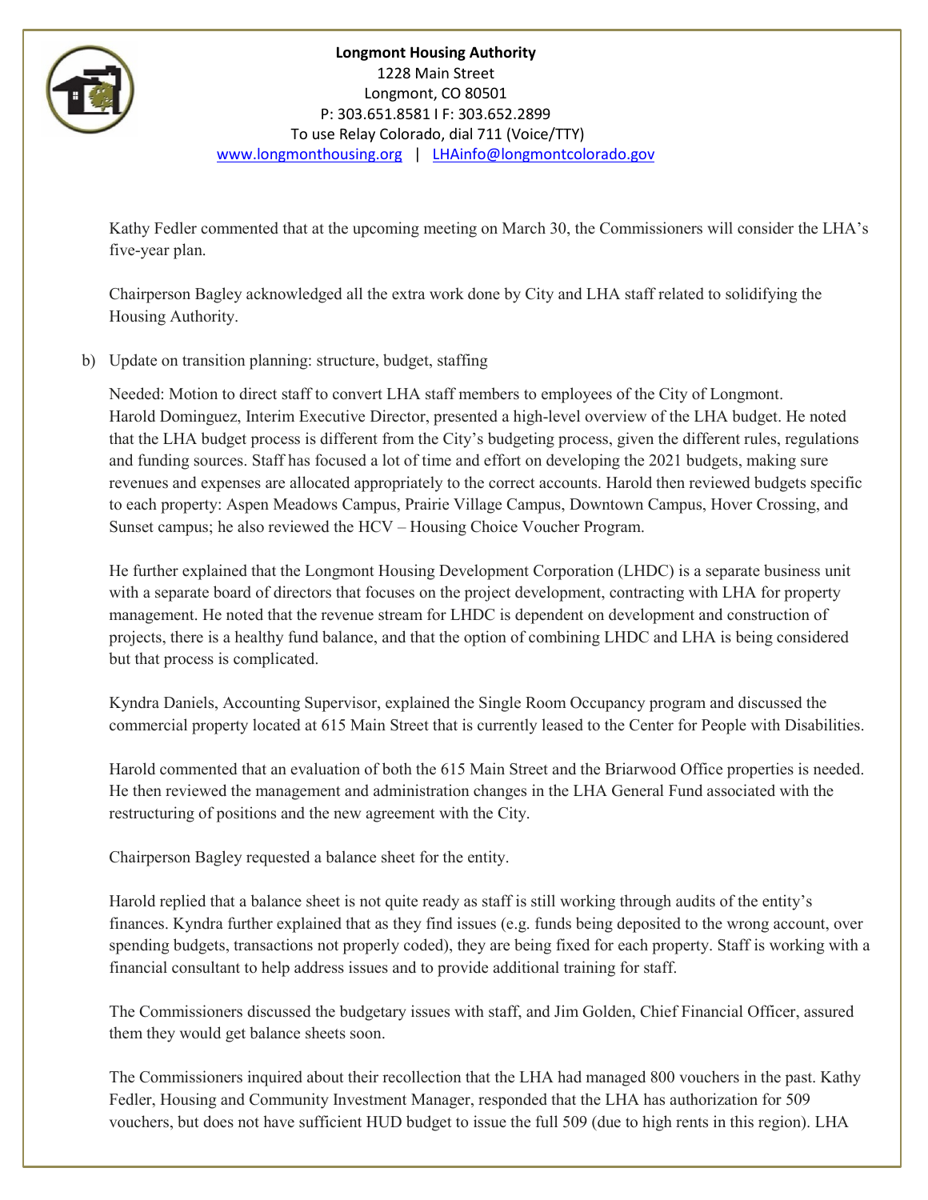Kathy Fedler commented that at the upcoming meeting on March 30, the Commissioners will consider the LHA's five-year plan.

Chairperson Bagley acknowledged all the extra work done by City and LHA staff related to solidifying the Housing Authority.

b) Update on transition planning: structure, budget, staffing

Needed: Motion to direct staff to convert LHA staff members to employees of the City of Longmont. Harold Dominguez, Interim Executive Director, presented a high-level overview of the LHA budget. He noted that the LHA budget process is different from the City's budgeting process, given the different rules, regulations and funding sources. Staff has focused a lot of time and effort on developing the 2021 budgets, making sure revenues and expenses are allocated appropriately to the correct accounts. Harold then reviewed budgets specific to each property: Aspen Meadows Campus, Prairie Village Campus, Downtown Campus, Hover Crossing, and Sunset campus; he also reviewed the HCV – Housing Choice Voucher Program.

He further explained that the Longmont Housing Development Corporation (LHDC) is a separate business unit with a separate board of directors that focuses on the project development, contracting with LHA for property management. He noted that the revenue stream for LHDC is dependent on development and construction of projects, there is a healthy fund balance, and that the option of combining LHDC and LHA is being considered but that process is complicated.

Kyndra Daniels, Accounting Supervisor, explained the Single Room Occupancy program and discussed the commercial property located at 615 Main Street that is currently leased to the Center for People with Disabilities.

Harold commented that an evaluation of both the 615 Main Street and the Briarwood Office properties is needed. He then reviewed the management and administration changes in the LHA General Fund associated with the restructuring of positions and the new agreement with the City.

Chairperson Bagley requested a balance sheet for the entity.

Harold replied that a balance sheet is not quite ready as staff is still working through audits of the entity's finances. Kyndra further explained that as they find issues (e.g. funds being deposited to the wrong account, over spending budgets, transactions not properly coded), they are being fixed for each property. Staff is working with a financial consultant to help address issues and to provide additional training for staff.

The Commissioners discussed the budgetary issues with staff, and Jim Golden, Chief Financial Officer, assured them they would get balance sheets soon.

The Commissioners inquired about their recollection that the LHA had managed 800 vouchers in the past. Kathy Fedler, Housing and Community Investment Manager, responded that the LHA has authorization for 509 vouchers, but does not have sufficient HUD budget to issue the full 509 (due to high rents in this region). LHA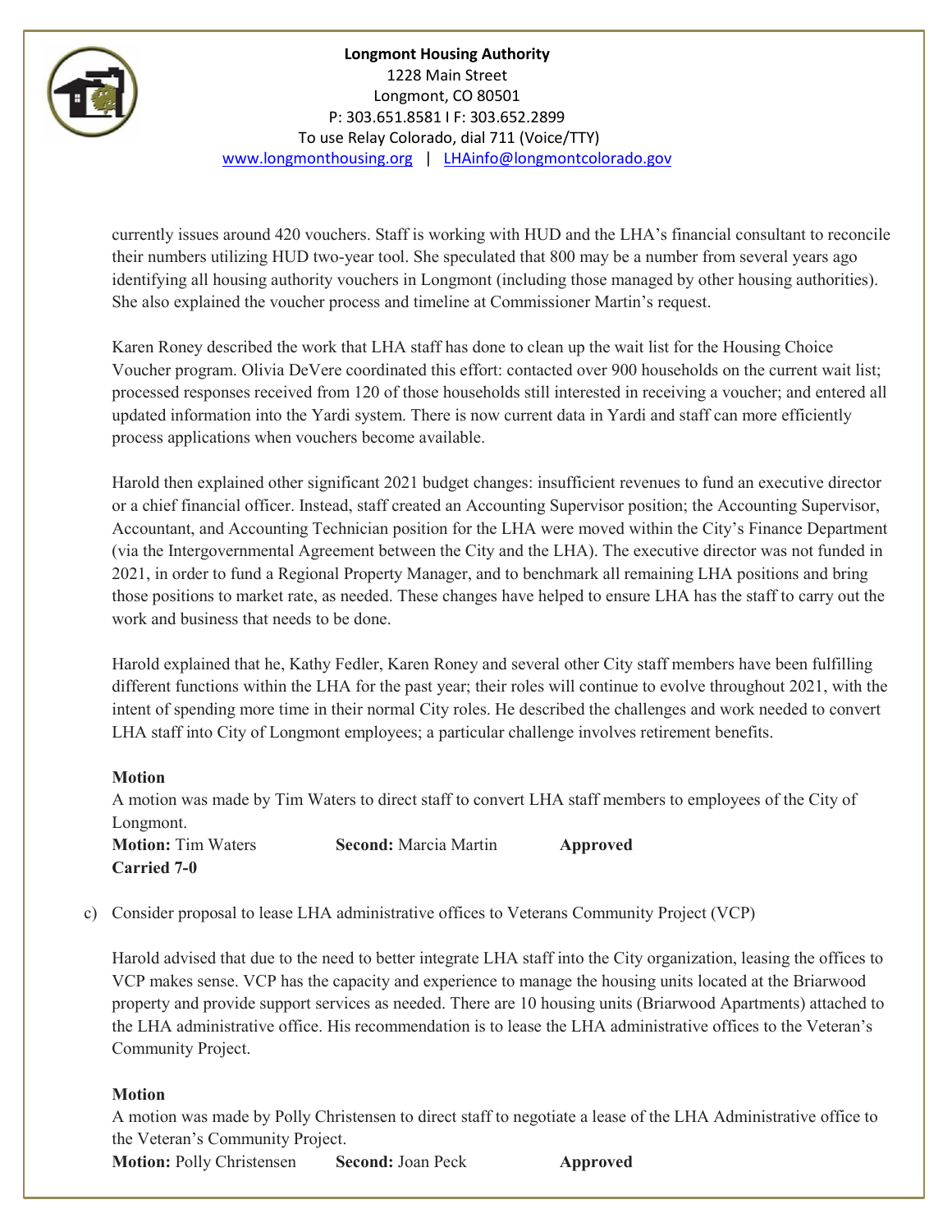currently issues around 420 vouchers. Staff is working with HUD and the LHA's financial consultant to reconcile their numbers utilizing HUD two-year tool. She speculated that 800 may be a number from several years ago identifying all housing authority vouchers in Longmont (including those managed by other housing authorities). She also explained the voucher process and timeline at Commissioner Martin's request.

Karen Roney described the work that LHA staff has done to clean up the wait list for the Housing Choice Voucher program. Olivia DeVere coordinated this effort: contacted over 900 households on the current wait list; processed responses received from 120 of those households still interested in receiving a voucher; and entered all updated information into the Yardi system. There is now current data in Yardi and staff can more efficiently process applications when vouchers become available.

Harold then explained other significant 2021 budget changes: insufficient revenues to fund an executive director or a chief financial officer. Instead, staff created an Accounting Supervisor position; the Accounting Supervisor, Accountant, and Accounting Technician position for the LHA were moved within the City's Finance Department (via the Intergovernmental Agreement between the City and the LHA). The executive director was not funded in 2021, in order to fund a Regional Property Manager, and to benchmark all remaining LHA positions and bring those positions to market rate, as needed. These changes have helped to ensure LHA has the staff to carry out the work and business that needs to be done.

Harold explained that he, Kathy Fedler, Karen Roney and several other City staff members have been fulfilling different functions within the LHA for the past year; their roles will continue to evolve throughout 2021, with the intent of spending more time in their normal City roles. He described the challenges and work needed to convert LHA staff into City of Longmont employees; a particular challenge involves retirement benefits.

**Motion**

A motion was made by Tim Waters to direct staff to convert LHA staff members to employees of the City of Longmont.

**Motion:** Tim Waters **Second:** Marcia Martin **Approved**
**Carried 7-0**

c) Consider proposal to lease LHA administrative offices to Veterans Community Project (VCP)

Harold advised that due to the need to better integrate LHA staff into the City organization, leasing the offices to VCP makes sense. VCP has the capacity and experience to manage the housing units located at the Briarwood property and provide support services as needed. There are 10 housing units (Briarwood Apartments) attached to the LHA administrative office. His recommendation is to lease the LHA administrative offices to the Veteran's Community Project.

**Motion**

A motion was made by Polly Christensen to direct staff to negotiate a lease of the LHA Administrative office to the Veteran's Community Project.

**Motion:** Polly Christensen **Second:** Joan Peck **Approved**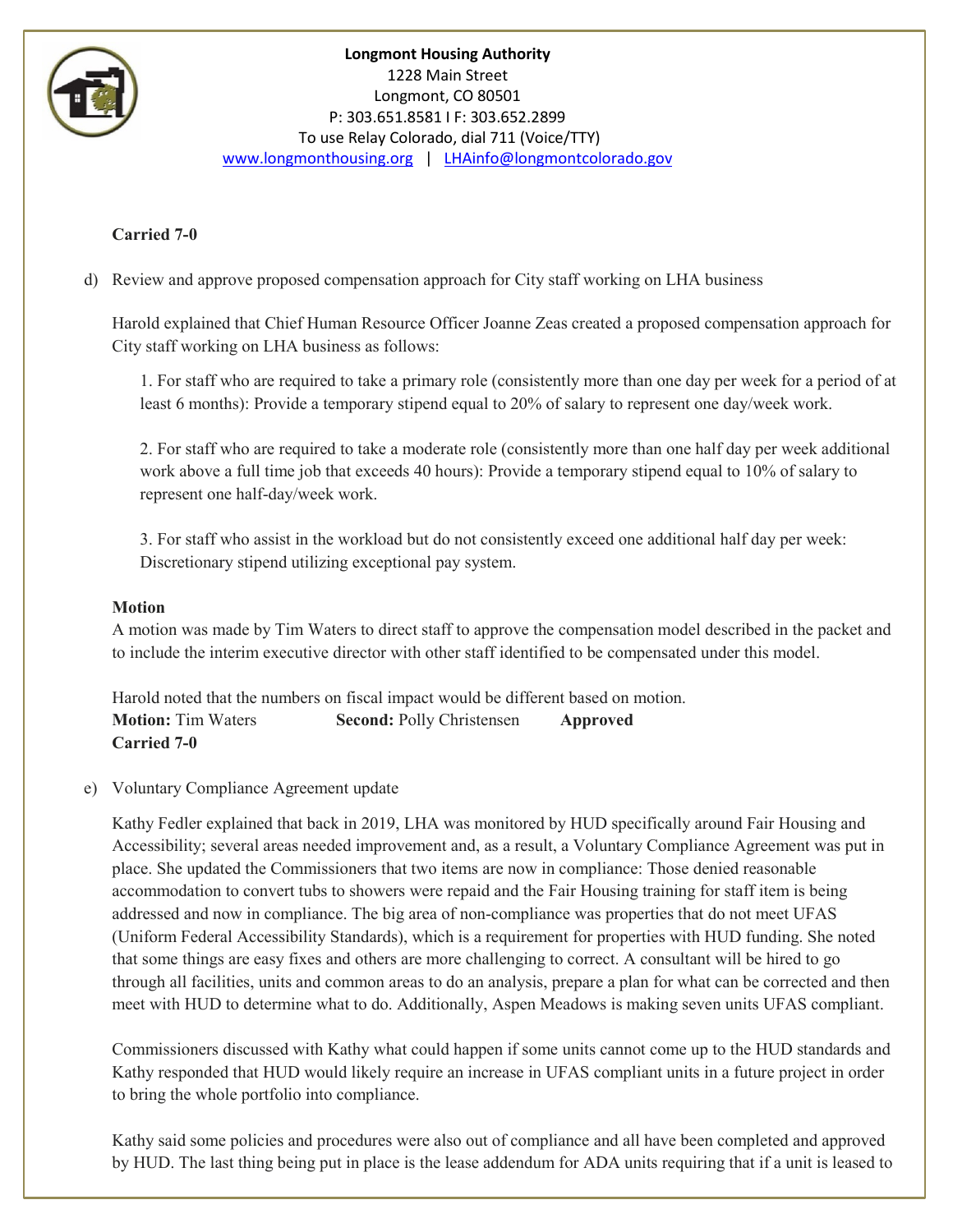**Carried 7-0**

d) Review and approve proposed compensation approach for City staff working on LHA business

Harold explained that Chief Human Resource Officer Joanne Zeas created a proposed compensation approach for City staff working on LHA business as follows:

1. For staff who are required to take a primary role (consistently more than one day per week for a period of at least 6 months): Provide a temporary stipend equal to 20% of salary to represent one day/week work.

2. For staff who are required to take a moderate role (consistently more than one half day per week additional work above a full time job that exceeds 40 hours): Provide a temporary stipend equal to 10% of salary to represent one half-day/week work.

3. For staff who assist in the workload but do not consistently exceed one additional half day per week: Discretionary stipend utilizing exceptional pay system.

**Motion**
A motion was made by Tim Waters to direct staff to approve the compensation model described in the packet and to include the interim executive director with other staff identified to be compensated under this model.

Harold noted that the numbers on fiscal impact would be different based on motion.
**Motion:** Tim Waters **Second:** Polly Christensen **Approved**
**Carried 7-0**

e) Voluntary Compliance Agreement update

Kathy Fedler explained that back in 2019, LHA was monitored by HUD specifically around Fair Housing and Accessibility; several areas needed improvement and, as a result, a Voluntary Compliance Agreement was put in place. She updated the Commissioners that two items are now in compliance: Those denied reasonable accommodation to convert tubs to showers were repaid and the Fair Housing training for staff item is being addressed and now in compliance. The big area of non-compliance was properties that do not meet UFAS (Uniform Federal Accessibility Standards), which is a requirement for properties with HUD funding. She noted that some things are easy fixes and others are more challenging to correct. A consultant will be hired to go through all facilities, units and common areas to do an analysis, prepare a plan for what can be corrected and then meet with HUD to determine what to do. Additionally, Aspen Meadows is making seven units UFAS compliant.

Commissioners discussed with Kathy what could happen if some units cannot come up to the HUD standards and Kathy responded that HUD would likely require an increase in UFAS compliant units in a future project in order to bring the whole portfolio into compliance.

Kathy said some policies and procedures were also out of compliance and all have been completed and approved by HUD. The last thing being put in place is the lease addendum for ADA units requiring that if a unit is leased to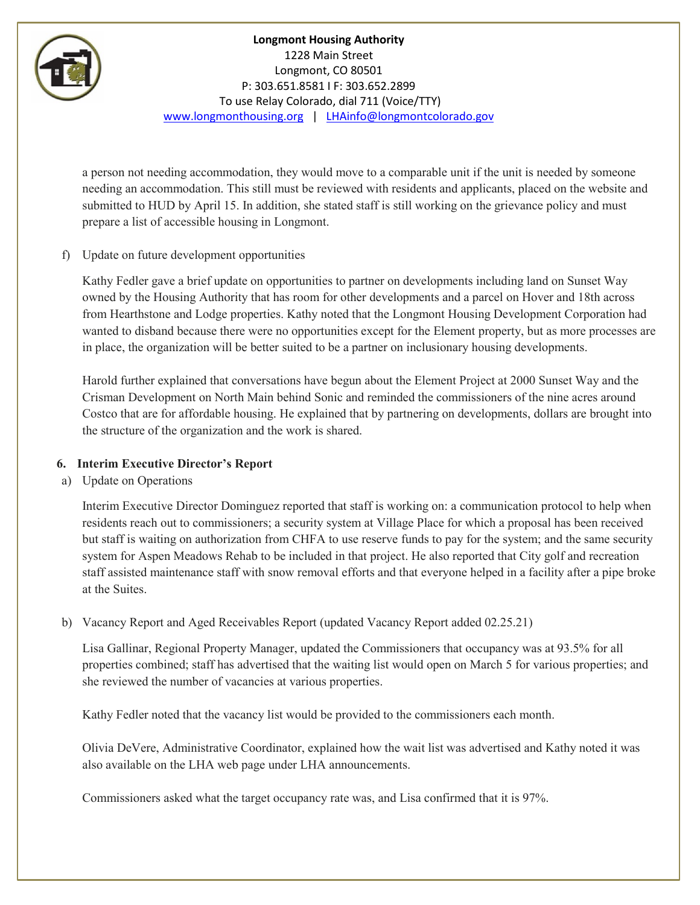a person not needing accommodation, they would move to a comparable unit if the unit is needed by someone needing an accommodation. This still must be reviewed with residents and applicants, placed on the website and submitted to HUD by April 15. In addition, she stated staff is still working on the grievance policy and must prepare a list of accessible housing in Longmont.

f) Update on future development opportunities

Kathy Fedler gave a brief update on opportunities to partner on developments including land on Sunset Way owned by the Housing Authority that has room for other developments and a parcel on Hover and 18th across from Hearthstone and Lodge properties. Kathy noted that the Longmont Housing Development Corporation had wanted to disband because there were no opportunities except for the Element property, but as more processes are in place, the organization will be better suited to be a partner on inclusionary housing developments.

Harold further explained that conversations have begun about the Element Project at 2000 Sunset Way and the Crisman Development on North Main behind Sonic and reminded the commissioners of the nine acres around Costco that are for affordable housing. He explained that by partnering on developments, dollars are brought into the structure of the organization and the work is shared.

**6. Interim Executive Director's Report**

a) Update on Operations

Interim Executive Director Dominguez reported that staff is working on: a communication protocol to help when residents reach out to commissioners; a security system at Village Place for which a proposal has been received but staff is waiting on authorization from CHFA to use reserve funds to pay for the system; and the same security system for Aspen Meadows Rehab to be included in that project. He also reported that City golf and recreation staff assisted maintenance staff with snow removal efforts and that everyone helped in a facility after a pipe broke at the Suites.

b) Vacancy Report and Aged Receivables Report (updated Vacancy Report added 02.25.21)

Lisa Gallinar, Regional Property Manager, updated the Commissioners that occupancy was at 93.5% for all properties combined; staff has advertised that the waiting list would open on March 5 for various properties; and she reviewed the number of vacancies at various properties.

Kathy Fedler noted that the vacancy list would be provided to the commissioners each month.

Olivia DeVere, Administrative Coordinator, explained how the wait list was advertised and Kathy noted it was also available on the LHA web page under LHA announcements.

Commissioners asked what the target occupancy rate was, and Lisa confirmed that it is 97%.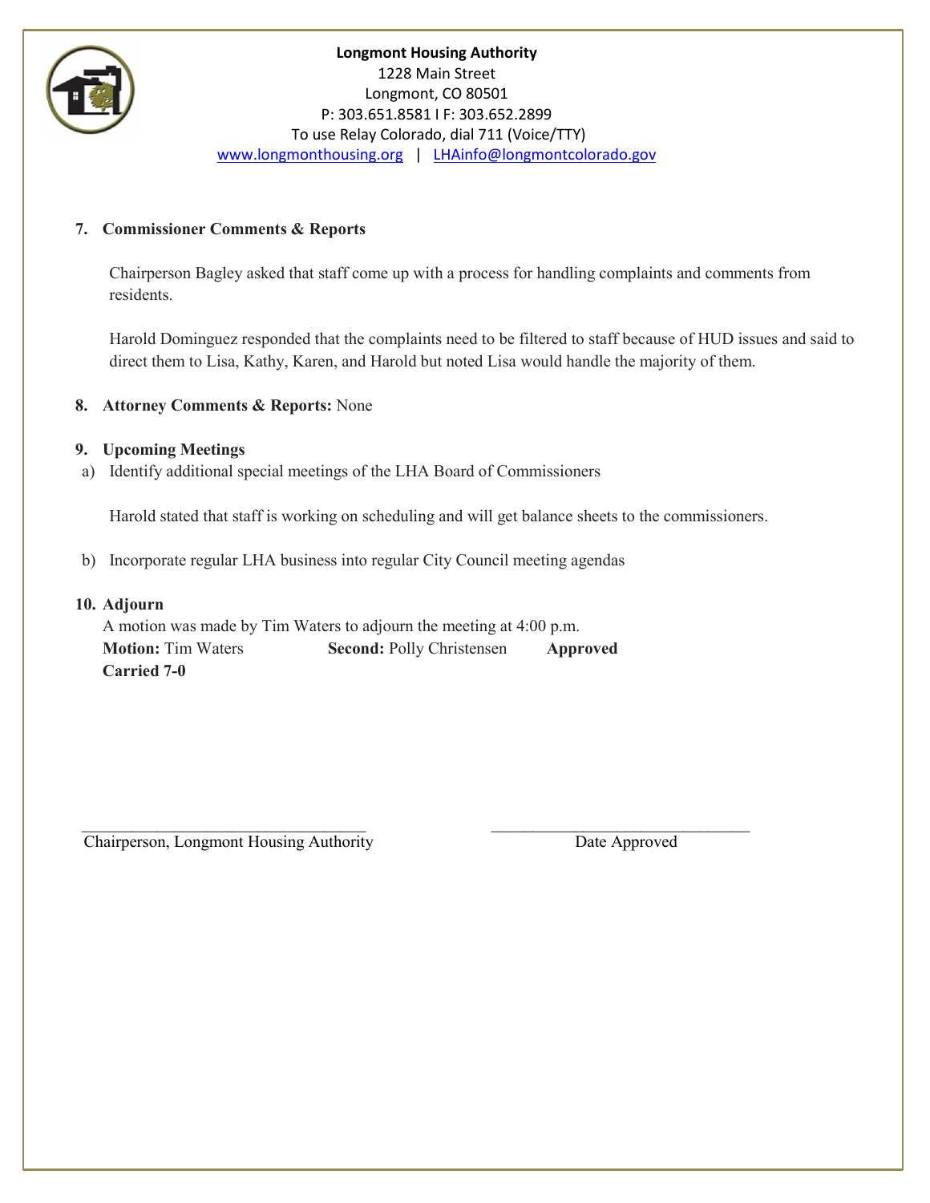**Longmont Housing Authority**
1228 Main Street
Longmont, CO 80501
P: 303.651.8581 I F: 303.652.2899
To use Relay Colorado, dial 711 (Voice/TTY)
www.longmonthousing.org | LHAinfo@longmontcolorado.gov

**7. Commissioner Comments & Reports**

Chairperson Bagley asked that staff come up with a process for handling complaints and comments from residents.

Harold Dominguez responded that the complaints need to be filtered to staff because of HUD issues and said to direct them to Lisa, Kathy, Karen, and Harold but noted Lisa would handle the majority of them.

**8. Attorney Comments & Reports:** None

**9. Upcoming Meetings**

a) Identify additional special meetings of the LHA Board of Commissioners

Harold stated that staff is working on scheduling and will get balance sheets to the commissioners.

b) Incorporate regular LHA business into regular City Council meeting agendas

**10. Adjourn**

A motion was made by Tim Waters to adjourn the meeting at 4:00 p.m.

**Motion:** Tim Waters **Second:** Polly Christensen **Approved**
**Carried 7-0**

\_\_\_\_\_\_\_\_\_\_\_\_\_\_\_\_\_\_\_\_\_\_\_\_\_\_\_\_\_\_\_\_\_\_\_
Chairperson, Longmont Housing Authority

\_\_\_\_\_\_\_\_\_\_\_\_\_\_\_\_\_\_\_\_\_\_\_\_\_\_\_\_\_\_\_\_\_\_\_
Date Approved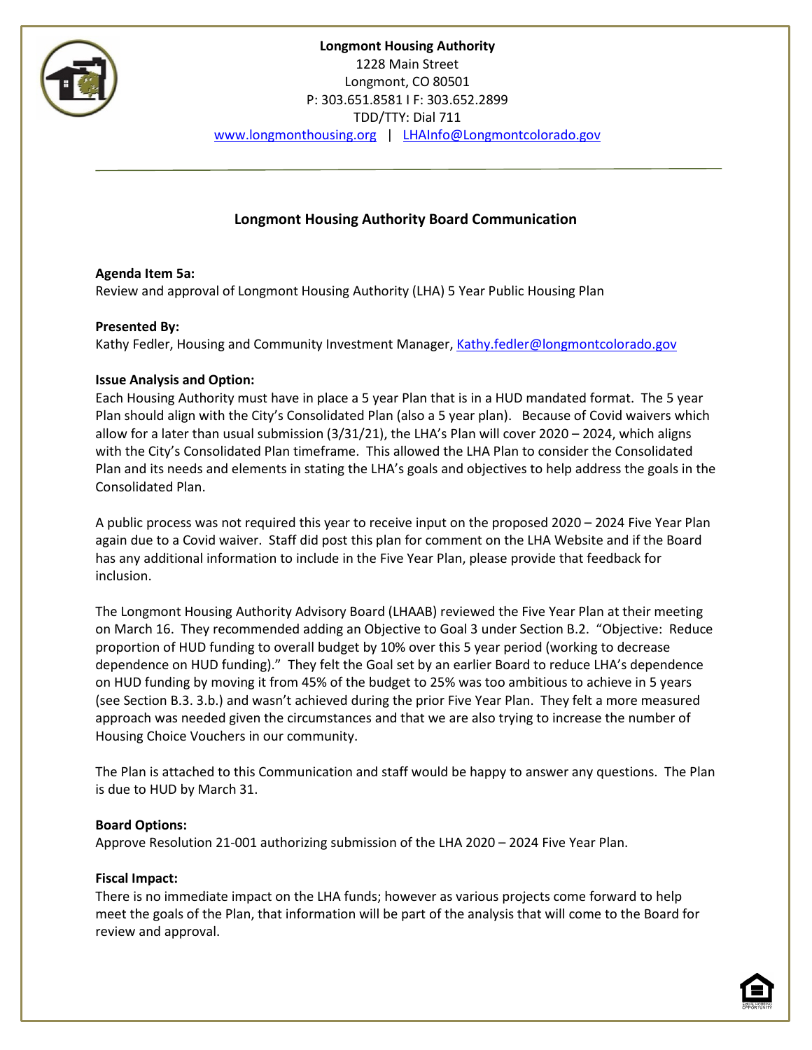**Longmont Housing Authority**
1228 Main Street
Longmont, CO 80501
P: 303.651.8581 I F: 303.652.2899
TDD/TTY: Dial 711
www.longmonthousing.org | LHAInfo@Longmontcolorado.gov

## Longmont Housing Authority Board Communication

**Agenda Item 5a:**
Review and approval of Longmont Housing Authority (LHA) 5 Year Public Housing Plan

**Presented By:**
Kathy Fedler, Housing and Community Investment Manager, Kathy.fedler@longmontcolorado.gov

**Issue Analysis and Option:**
Each Housing Authority must have in place a 5 year Plan that is in a HUD mandated format. The 5 year Plan should align with the City's Consolidated Plan (also a 5 year plan). Because of Covid waivers which allow for a later than usual submission (3/31/21), the LHA's Plan will cover 2020 – 2024, which aligns with the City's Consolidated Plan timeframe. This allowed the LHA Plan to consider the Consolidated Plan and its needs and elements in stating the LHA's goals and objectives to help address the goals in the Consolidated Plan.

A public process was not required this year to receive input on the proposed 2020 – 2024 Five Year Plan again due to a Covid waiver. Staff did post this plan for comment on the LHA Website and if the Board has any additional information to include in the Five Year Plan, please provide that feedback for inclusion.

The Longmont Housing Authority Advisory Board (LHAAB) reviewed the Five Year Plan at their meeting on March 16. They recommended adding an Objective to Goal 3 under Section B.2. "Objective: Reduce proportion of HUD funding to overall budget by 10% over this 5 year period (working to decrease dependence on HUD funding)." They felt the Goal set by an earlier Board to reduce LHA's dependence on HUD funding by moving it from 45% of the budget to 25% was too ambitious to achieve in 5 years (see Section B.3. 3.b.) and wasn't achieved during the prior Five Year Plan. They felt a more measured approach was needed given the circumstances and that we are also trying to increase the number of Housing Choice Vouchers in our community.

The Plan is attached to this Communication and staff would be happy to answer any questions. The Plan is due to HUD by March 31.

**Board Options:**
Approve Resolution 21-001 authorizing submission of the LHA 2020 – 2024 Five Year Plan.

**Fiscal Impact:**
There is no immediate impact on the LHA funds; however as various projects come forward to help meet the goals of the Plan, that information will be part of the analysis that will come to the Board for review and approval.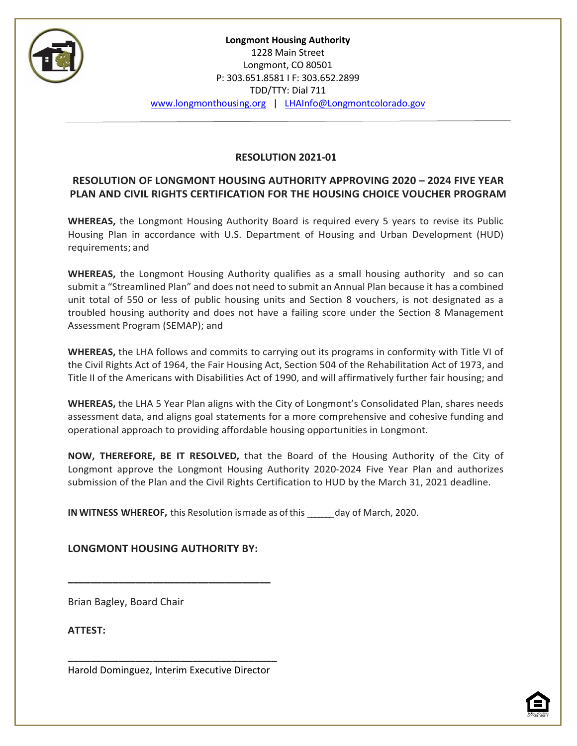**Longmont Housing Authority**
1228 Main Street
Longmont, CO 80501
P: 303.651.8581 I F: 303.652.2899
TDD/TTY: Dial 711
www.longmonthousing.org | LHAInfo@Longmontcolorado.gov

## RESOLUTION 2021-01

## RESOLUTION OF LONGMONT HOUSING AUTHORITY APPROVING 2020 – 2024 FIVE YEAR PLAN AND CIVIL RIGHTS CERTIFICATION FOR THE HOUSING CHOICE VOUCHER PROGRAM

**WHEREAS,** the Longmont Housing Authority Board is required every 5 years to revise its Public Housing Plan in accordance with U.S. Department of Housing and Urban Development (HUD) requirements; and

**WHEREAS,** the Longmont Housing Authority qualifies as a small housing authority and so can submit a "Streamlined Plan" and does not need to submit an Annual Plan because it has a combined unit total of 550 or less of public housing units and Section 8 vouchers, is not designated as a troubled housing authority and does not have a failing score under the Section 8 Management Assessment Program (SEMAP); and

**WHEREAS,** the LHA follows and commits to carrying out its programs in conformity with Title VI of the Civil Rights Act of 1964, the Fair Housing Act, Section 504 of the Rehabilitation Act of 1973, and Title II of the Americans with Disabilities Act of 1990, and will affirmatively further fair housing; and

**WHEREAS,** the LHA 5 Year Plan aligns with the City of Longmont's Consolidated Plan, shares needs assessment data, and aligns goal statements for a more comprehensive and cohesive funding and operational approach to providing affordable housing opportunities in Longmont.

**NOW, THEREFORE, BE IT RESOLVED,** that the Board of the Housing Authority of the City of Longmont approve the Longmont Housing Authority 2020-2024 Five Year Plan and authorizes submission of the Plan and the Civil Rights Certification to HUD by the March 31, 2021 deadline.

**IN WITNESS WHEREOF,** this Resolution is made as of this ______ day of March, 2020.

**LONGMONT HOUSING AUTHORITY BY:**

_________________________________

Brian Bagley, Board Chair

**ATTEST:**

_________________________________

Harold Dominguez, Interim Executive Director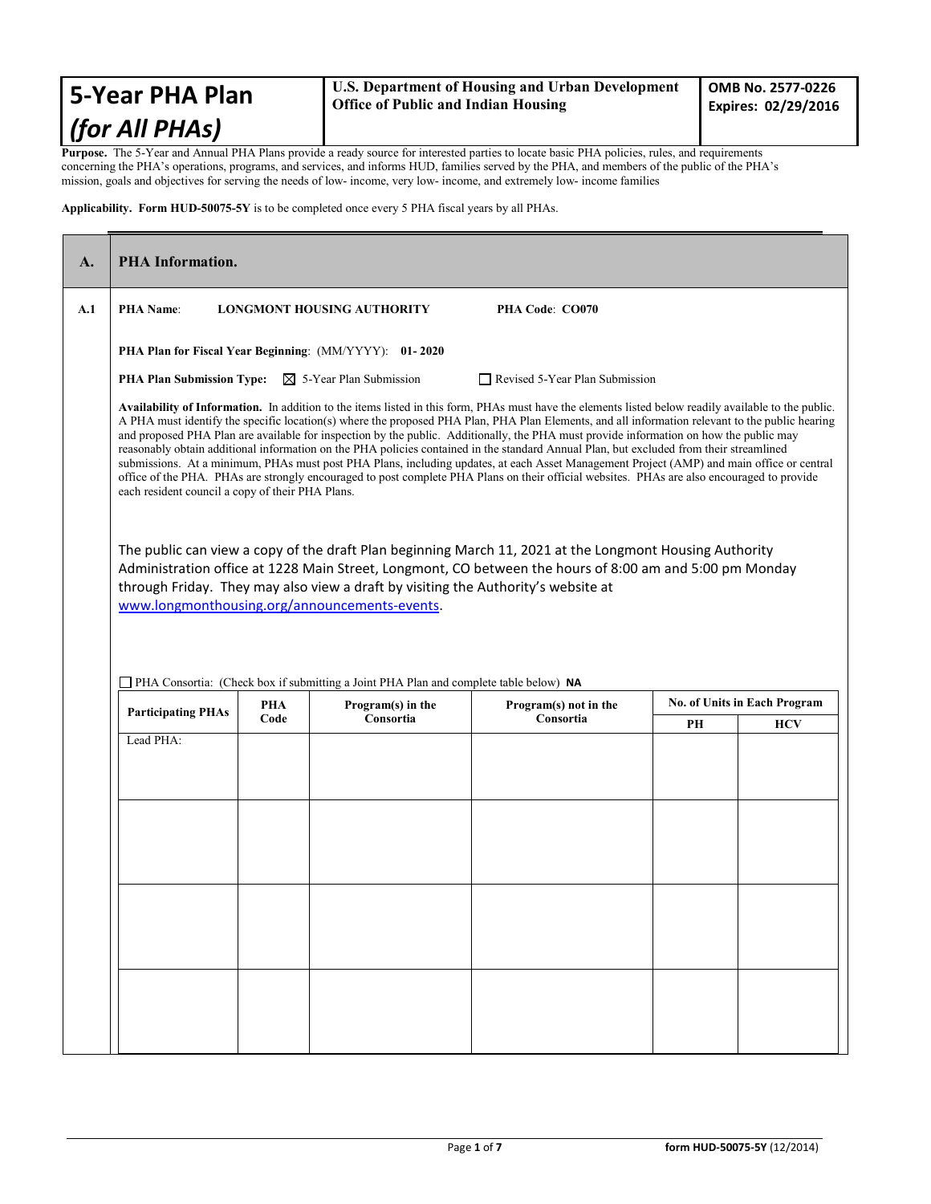| **5-Year PHA Plan** *(for All PHAs)* | **U.S. Department of Housing and Urban Development** **Office of Public and Indian Housing** | **OMB No. 2577-0226** **Expires: 02/29/2016** |
|---|---|---|

**Purpose.** The 5-Year and Annual PHA Plans provide a ready source for interested parties to locate basic PHA policies, rules, and requirements concerning the PHA's operations, programs, and services, and informs HUD, families served by the PHA, and members of the public of the PHA's mission, goals and objectives for serving the needs of low- income, very low- income, and extremely low- income families

**Applicability. Form HUD-50075-5Y** is to be completed once every 5 PHA fiscal years by all PHAs.

## A. PHA Information.

**A.1** **PHA Name**: **LONGMONT HOUSING AUTHORITY** **PHA Code**: **CO070**

**PHA Plan for Fiscal Year Beginning**: (MM/YYYY): **01- 2020**

**PHA Plan Submission Type:** ☒ 5-Year Plan Submission ☐ Revised 5-Year Plan Submission

**Availability of Information.** In addition to the items listed in this form, PHAs must have the elements listed below readily available to the public. A PHA must identify the specific location(s) where the proposed PHA Plan, PHA Plan Elements, and all information relevant to the public hearing and proposed PHA Plan are available for inspection by the public. Additionally, the PHA must provide information on how the public may reasonably obtain additional information on the PHA policies contained in the standard Annual Plan, but excluded from their streamlined submissions. At a minimum, PHAs must post PHA Plans, including updates, at each Asset Management Project (AMP) and main office or central office of the PHA. PHAs are strongly encouraged to post complete PHA Plans on their official websites. PHAs are also encouraged to provide each resident council a copy of their PHA Plans.

The public can view a copy of the draft Plan beginning March 11, 2021 at the Longmont Housing Authority Administration office at 1228 Main Street, Longmont, CO between the hours of 8:00 am and 5:00 pm Monday through Friday. They may also view a draft by visiting the Authority's website at www.longmonthousing.org/announcements-events.

☐ PHA Consortia: (Check box if submitting a Joint PHA Plan and complete table below) **NA**

| Participating PHAs | PHA Code | Program(s) in the Consortia | Program(s) not in the Consortia | No. of Units in Each Program | |
|---|---|---|---|---|---|
| | | | | PH | HCV |
| Lead PHA: | | | | | |
| | | | | | |
| | | | | | |
| | | | | | |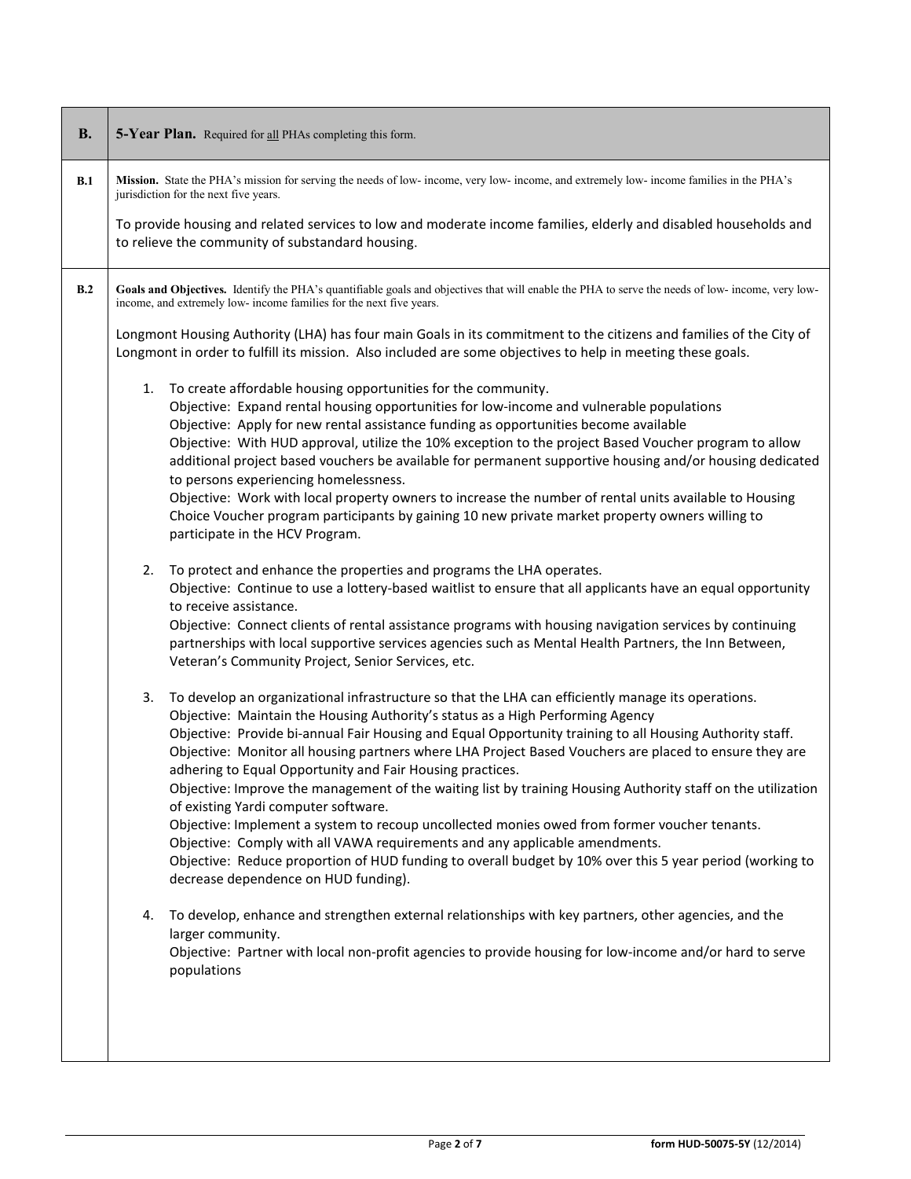| B. | **5-Year Plan.** Required for all PHAs completing this form. |
|---|---|
| B.1 | **Mission.** State the PHA's mission for serving the needs of low- income, very low- income, and extremely low- income families in the PHA's jurisdiction for the next five years.<br><br>To provide housing and related services to low and moderate income families, elderly and disabled households and to relieve the community of substandard housing. |
| B.2 | **Goals and Objectives.** Identify the PHA's quantifiable goals and objectives that will enable the PHA to serve the needs of low- income, very low- income, and extremely low- income families for the next five years.<br><br>Longmont Housing Authority (LHA) has four main Goals in its commitment to the citizens and families of the City of Longmont in order to fulfill its mission. Also included are some objectives to help in meeting these goals.<br><br>1. To create affordable housing opportunities for the community.<br>Objective: Expand rental housing opportunities for low-income and vulnerable populations<br>Objective: Apply for new rental assistance funding as opportunities become available<br>Objective: With HUD approval, utilize the 10% exception to the project Based Voucher program to allow additional project based vouchers be available for permanent supportive housing and/or housing dedicated to persons experiencing homelessness.<br>Objective: Work with local property owners to increase the number of rental units available to Housing Choice Voucher program participants by gaining 10 new private market property owners willing to participate in the HCV Program.<br><br>2. To protect and enhance the properties and programs the LHA operates.<br>Objective: Continue to use a lottery-based waitlist to ensure that all applicants have an equal opportunity to receive assistance.<br>Objective: Connect clients of rental assistance programs with housing navigation services by continuing partnerships with local supportive services agencies such as Mental Health Partners, the Inn Between, Veteran's Community Project, Senior Services, etc.<br><br>3. To develop an organizational infrastructure so that the LHA can efficiently manage its operations.<br>Objective: Maintain the Housing Authority's status as a High Performing Agency<br>Objective: Provide bi-annual Fair Housing and Equal Opportunity training to all Housing Authority staff.<br>Objective: Monitor all housing partners where LHA Project Based Vouchers are placed to ensure they are adhering to Equal Opportunity and Fair Housing practices.<br>Objective: Improve the management of the waiting list by training Housing Authority staff on the utilization of existing Yardi computer software.<br>Objective: Implement a system to recoup uncollected monies owed from former voucher tenants.<br>Objective: Comply with all VAWA requirements and any applicable amendments.<br>Objective: Reduce proportion of HUD funding to overall budget by 10% over this 5 year period (working to decrease dependence on HUD funding).<br><br>4. To develop, enhance and strengthen external relationships with key partners, other agencies, and the larger community.<br>Objective: Partner with local non-profit agencies to provide housing for low-income and/or hard to serve populations |

form HUD-50075-5Y (12/2014)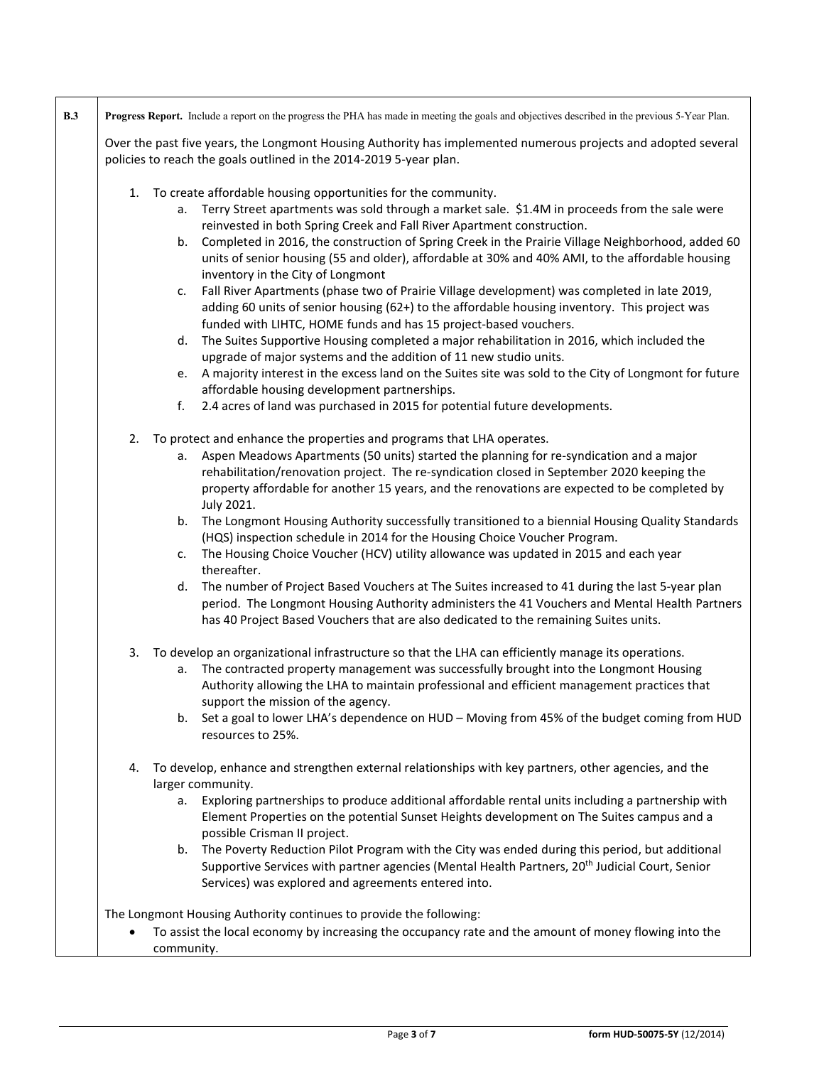**B.3** **Progress Report.** Include a report on the progress the PHA has made in meeting the goals and objectives described in the previous 5-Year Plan.

Over the past five years, the Longmont Housing Authority has implemented numerous projects and adopted several policies to reach the goals outlined in the 2014-2019 5-year plan.

1. To create affordable housing opportunities for the community.
    a. Terry Street apartments was sold through a market sale. $1.4M in proceeds from the sale were reinvested in both Spring Creek and Fall River Apartment construction.
    b. Completed in 2016, the construction of Spring Creek in the Prairie Village Neighborhood, added 60 units of senior housing (55 and older), affordable at 30% and 40% AMI, to the affordable housing inventory in the City of Longmont
    c. Fall River Apartments (phase two of Prairie Village development) was completed in late 2019, adding 60 units of senior housing (62+) to the affordable housing inventory. This project was funded with LIHTC, HOME funds and has 15 project-based vouchers.
    d. The Suites Supportive Housing completed a major rehabilitation in 2016, which included the upgrade of major systems and the addition of 11 new studio units.
    e. A majority interest in the excess land on the Suites site was sold to the City of Longmont for future affordable housing development partnerships.
    f. 2.4 acres of land was purchased in 2015 for potential future developments.

2. To protect and enhance the properties and programs that LHA operates.
    a. Aspen Meadows Apartments (50 units) started the planning for re-syndication and a major rehabilitation/renovation project. The re-syndication closed in September 2020 keeping the property affordable for another 15 years, and the renovations are expected to be completed by July 2021.
    b. The Longmont Housing Authority successfully transitioned to a biennial Housing Quality Standards (HQS) inspection schedule in 2014 for the Housing Choice Voucher Program.
    c. The Housing Choice Voucher (HCV) utility allowance was updated in 2015 and each year thereafter.
    d. The number of Project Based Vouchers at The Suites increased to 41 during the last 5-year plan period. The Longmont Housing Authority administers the 41 Vouchers and Mental Health Partners has 40 Project Based Vouchers that are also dedicated to the remaining Suites units.

3. To develop an organizational infrastructure so that the LHA can efficiently manage its operations.
    a. The contracted property management was successfully brought into the Longmont Housing Authority allowing the LHA to maintain professional and efficient management practices that support the mission of the agency.
    b. Set a goal to lower LHA's dependence on HUD – Moving from 45% of the budget coming from HUD resources to 25%.

4. To develop, enhance and strengthen external relationships with key partners, other agencies, and the larger community.
    a. Exploring partnerships to produce additional affordable rental units including a partnership with Element Properties on the potential Sunset Heights development on The Suites campus and a possible Crisman II project.
    b. The Poverty Reduction Pilot Program with the City was ended during this period, but additional Supportive Services with partner agencies (Mental Health Partners, 20th Judicial Court, Senior Services) was explored and agreements entered into.

The Longmont Housing Authority continues to provide the following:

- To assist the local economy by increasing the occupancy rate and the amount of money flowing into the community.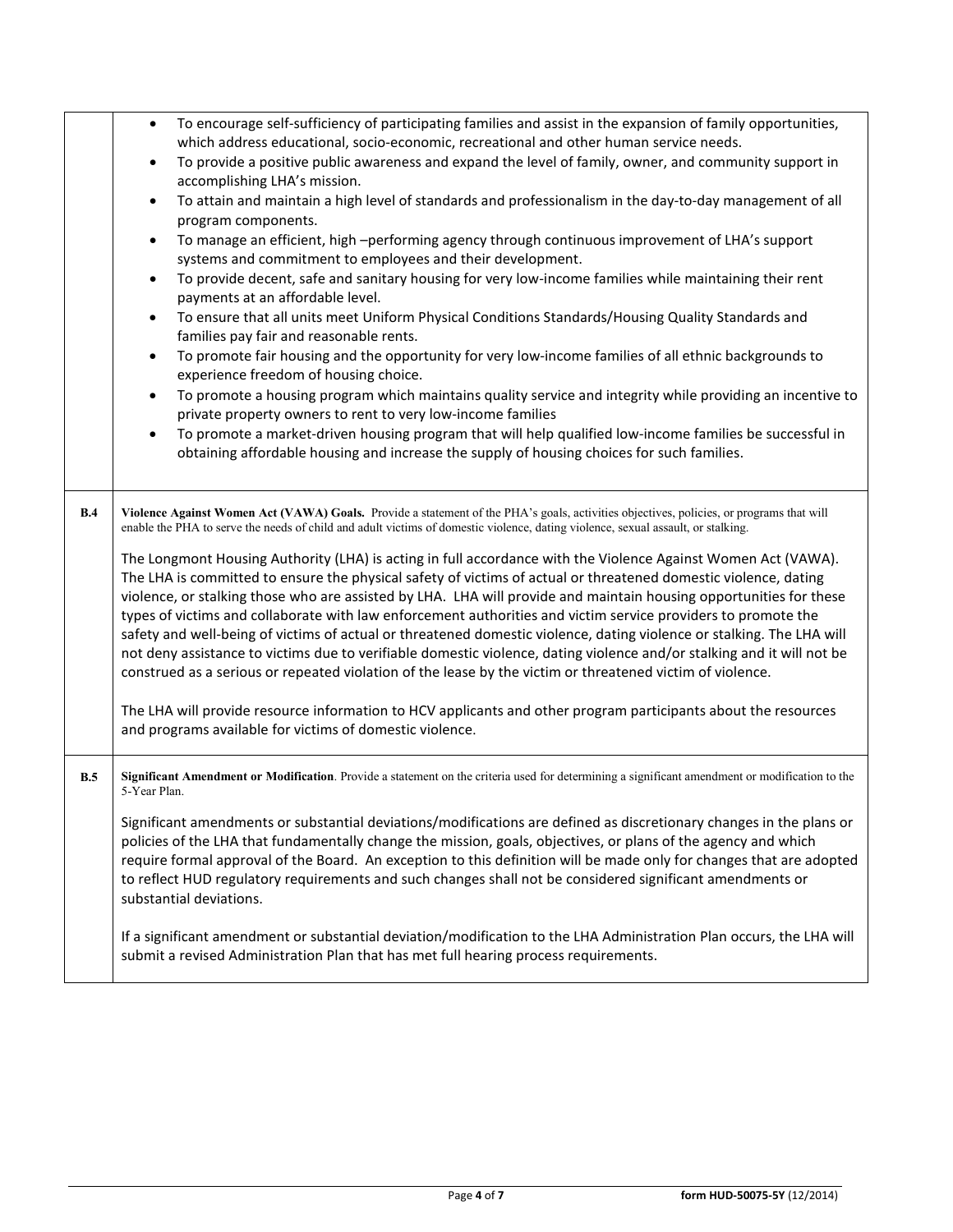- To encourage self-sufficiency of participating families and assist in the expansion of family opportunities, which address educational, socio-economic, recreational and other human service needs.
- To provide a positive public awareness and expand the level of family, owner, and community support in accomplishing LHA's mission.
- To attain and maintain a high level of standards and professionalism in the day-to-day management of all program components.
- To manage an efficient, high –performing agency through continuous improvement of LHA's support systems and commitment to employees and their development.
- To provide decent, safe and sanitary housing for very low-income families while maintaining their rent payments at an affordable level.
- To ensure that all units meet Uniform Physical Conditions Standards/Housing Quality Standards and families pay fair and reasonable rents.
- To promote fair housing and the opportunity for very low-income families of all ethnic backgrounds to experience freedom of housing choice.
- To promote a housing program which maintains quality service and integrity while providing an incentive to private property owners to rent to very low-income families
- To promote a market-driven housing program that will help qualified low-income families be successful in obtaining affordable housing and increase the supply of housing choices for such families.

**B.4** **Violence Against Women Act (VAWA) Goals.** Provide a statement of the PHA's goals, activities objectives, policies, or programs that will enable the PHA to serve the needs of child and adult victims of domestic violence, dating violence, sexual assault, or stalking.

The Longmont Housing Authority (LHA) is acting in full accordance with the Violence Against Women Act (VAWA). The LHA is committed to ensure the physical safety of victims of actual or threatened domestic violence, dating violence, or stalking those who are assisted by LHA. LHA will provide and maintain housing opportunities for these types of victims and collaborate with law enforcement authorities and victim service providers to promote the safety and well-being of victims of actual or threatened domestic violence, dating violence or stalking. The LHA will not deny assistance to victims due to verifiable domestic violence, dating violence and/or stalking and it will not be construed as a serious or repeated violation of the lease by the victim or threatened victim of violence.

The LHA will provide resource information to HCV applicants and other program participants about the resources and programs available for victims of domestic violence.

**B.5** **Significant Amendment or Modification**. Provide a statement on the criteria used for determining a significant amendment or modification to the 5-Year Plan.

Significant amendments or substantial deviations/modifications are defined as discretionary changes in the plans or policies of the LHA that fundamentally change the mission, goals, objectives, or plans of the agency and which require formal approval of the Board. An exception to this definition will be made only for changes that are adopted to reflect HUD regulatory requirements and such changes shall not be considered significant amendments or substantial deviations.

If a significant amendment or substantial deviation/modification to the LHA Administration Plan occurs, the LHA will submit a revised Administration Plan that has met full hearing process requirements.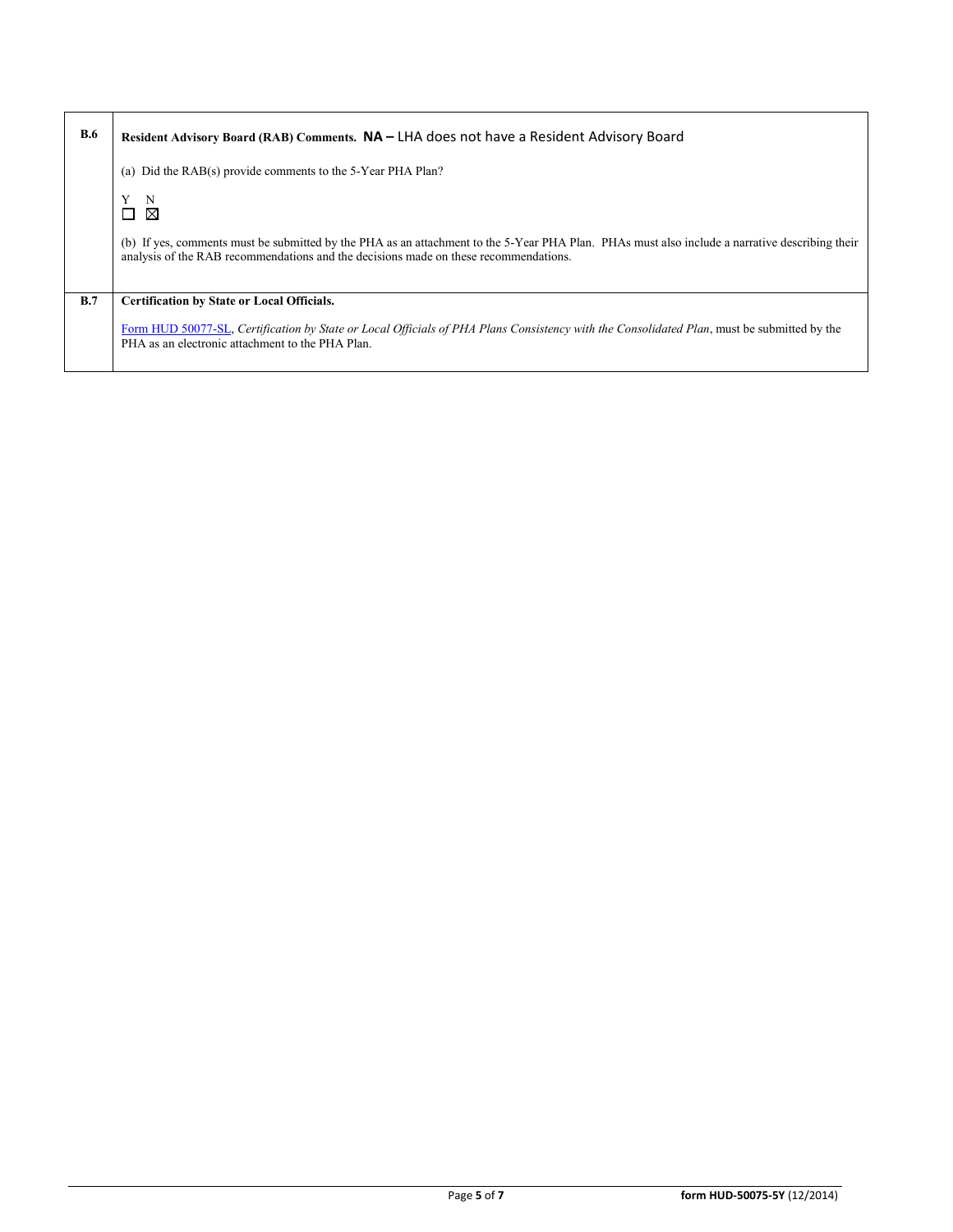| | |
|---|---|
| **B.6** | **Resident Advisory Board (RAB) Comments. NA –** LHA does not have a Resident Advisory Board<br><br>(a) Did the RAB(s) provide comments to the 5-Year PHA Plan?<br><br>Y N<br>☐ ☒<br><br>(b) If yes, comments must be submitted by the PHA as an attachment to the 5-Year PHA Plan. PHAs must also include a narrative describing their analysis of the RAB recommendations and the decisions made on these recommendations. |
| **B.7** | **Certification by State or Local Officials.**<br><br>Form HUD 50077-SL, *Certification by State or Local Officials of PHA Plans Consistency with the Consolidated Plan*, must be submitted by the PHA as an electronic attachment to the PHA Plan. |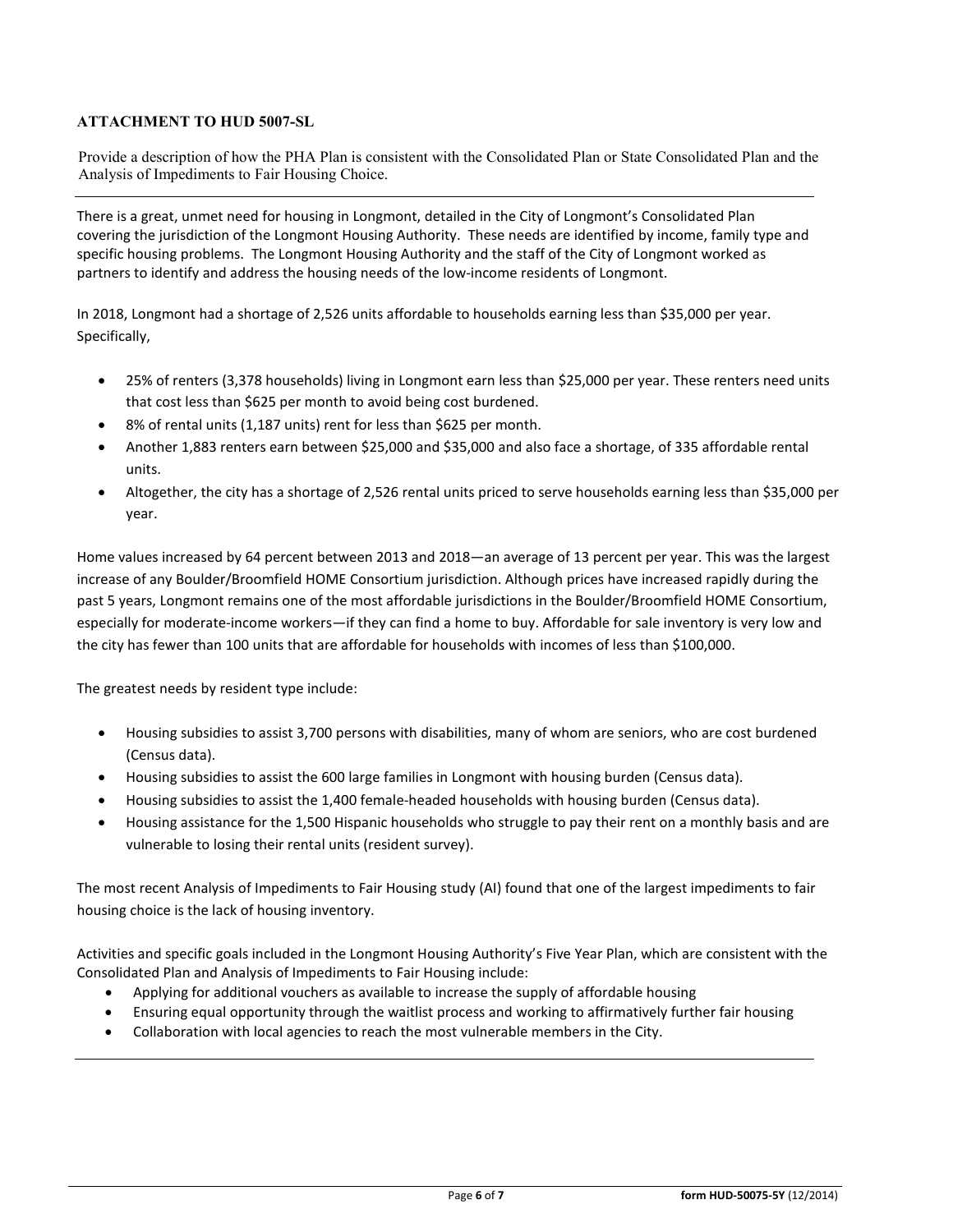**ATTACHMENT TO HUD 5007-SL**

Provide a description of how the PHA Plan is consistent with the Consolidated Plan or State Consolidated Plan and the Analysis of Impediments to Fair Housing Choice.

---

There is a great, unmet need for housing in Longmont, detailed in the City of Longmont's Consolidated Plan covering the jurisdiction of the Longmont Housing Authority. These needs are identified by income, family type and specific housing problems. The Longmont Housing Authority and the staff of the City of Longmont worked as partners to identify and address the housing needs of the low-income residents of Longmont.

In 2018, Longmont had a shortage of 2,526 units affordable to households earning less than $35,000 per year. Specifically,

- 25% of renters (3,378 households) living in Longmont earn less than $25,000 per year. These renters need units that cost less than $625 per month to avoid being cost burdened.
- 8% of rental units (1,187 units) rent for less than $625 per month.
- Another 1,883 renters earn between $25,000 and $35,000 and also face a shortage, of 335 affordable rental units.
- Altogether, the city has a shortage of 2,526 rental units priced to serve households earning less than $35,000 per year.

Home values increased by 64 percent between 2013 and 2018—an average of 13 percent per year. This was the largest increase of any Boulder/Broomfield HOME Consortium jurisdiction. Although prices have increased rapidly during the past 5 years, Longmont remains one of the most affordable jurisdictions in the Boulder/Broomfield HOME Consortium, especially for moderate-income workers—if they can find a home to buy. Affordable for sale inventory is very low and the city has fewer than 100 units that are affordable for households with incomes of less than $100,000.

The greatest needs by resident type include:

- Housing subsidies to assist 3,700 persons with disabilities, many of whom are seniors, who are cost burdened (Census data).
- Housing subsidies to assist the 600 large families in Longmont with housing burden (Census data).
- Housing subsidies to assist the 1,400 female-headed households with housing burden (Census data).
- Housing assistance for the 1,500 Hispanic households who struggle to pay their rent on a monthly basis and are vulnerable to losing their rental units (resident survey).

The most recent Analysis of Impediments to Fair Housing study (AI) found that one of the largest impediments to fair housing choice is the lack of housing inventory.

Activities and specific goals included in the Longmont Housing Authority's Five Year Plan, which are consistent with the Consolidated Plan and Analysis of Impediments to Fair Housing include:

- Applying for additional vouchers as available to increase the supply of affordable housing
- Ensuring equal opportunity through the waitlist process and working to affirmatively further fair housing
- Collaboration with local agencies to reach the most vulnerable members in the City.

---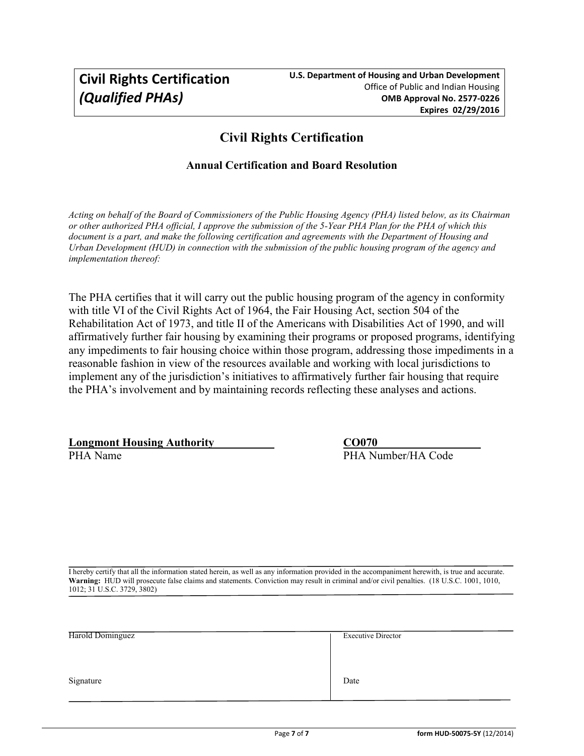**Civil Rights Certification**
***(Qualified PHAs)***

**U.S. Department of Housing and Urban Development**
Office of Public and Indian Housing
**OMB Approval No. 2577-0226**
**Expires 02/29/2016**

# Civil Rights Certification

### Annual Certification and Board Resolution

*Acting on behalf of the Board of Commissioners of the Public Housing Agency (PHA) listed below, as its Chairman or other authorized PHA official, I approve the submission of the 5-Year PHA Plan for the PHA of which this document is a part, and make the following certification and agreements with the Department of Housing and Urban Development (HUD) in connection with the submission of the public housing program of the agency and implementation thereof:*

The PHA certifies that it will carry out the public housing program of the agency in conformity with title VI of the Civil Rights Act of 1964, the Fair Housing Act, section 504 of the Rehabilitation Act of 1973, and title II of the Americans with Disabilities Act of 1990, and will affirmatively further fair housing by examining their programs or proposed programs, identifying any impediments to fair housing choice within those program, addressing those impediments in a reasonable fashion in view of the resources available and working with local jurisdictions to implement any of the jurisdiction's initiatives to affirmatively further fair housing that require the PHA's involvement and by maintaining records reflecting these analyses and actions.

| **Longmont Housing Authority** | **CO070** |
|---|---|
| PHA Name | PHA Number/HA Code |

I hereby certify that all the information stated herein, as well as any information provided in the accompaniment herewith, is true and accurate. **Warning:** HUD will prosecute false claims and statements. Conviction may result in criminal and/or civil penalties. (18 U.S.C. 1001, 1010, 1012; 31 U.S.C. 3729, 3802)

| Harold Dominguez | Executive Director |
|---|---|
| Signature | Date |

form HUD-50075-5Y (12/2014)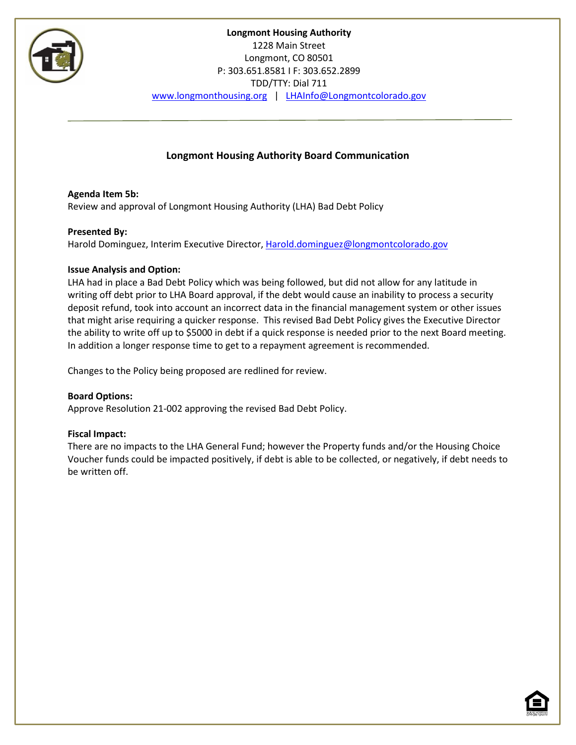**Longmont Housing Authority**
1228 Main Street
Longmont, CO 80501
P: 303.651.8581 I F: 303.652.2899
TDD/TTY: Dial 711
www.longmonthousing.org | LHAInfo@Longmontcolorado.gov

## Longmont Housing Authority Board Communication

**Agenda Item 5b:**
Review and approval of Longmont Housing Authority (LHA) Bad Debt Policy

**Presented By:**
Harold Dominguez, Interim Executive Director, Harold.dominguez@longmontcolorado.gov

**Issue Analysis and Option:**
LHA had in place a Bad Debt Policy which was being followed, but did not allow for any latitude in writing off debt prior to LHA Board approval, if the debt would cause an inability to process a security deposit refund, took into account an incorrect data in the financial management system or other issues that might arise requiring a quicker response. This revised Bad Debt Policy gives the Executive Director the ability to write off up to $5000 in debt if a quick response is needed prior to the next Board meeting. In addition a longer response time to get to a repayment agreement is recommended.

Changes to the Policy being proposed are redlined for review.

**Board Options:**
Approve Resolution 21-002 approving the revised Bad Debt Policy.

**Fiscal Impact:**
There are no impacts to the LHA General Fund; however the Property funds and/or the Housing Choice Voucher funds could be impacted positively, if debt is able to be collected, or negatively, if debt needs to be written off.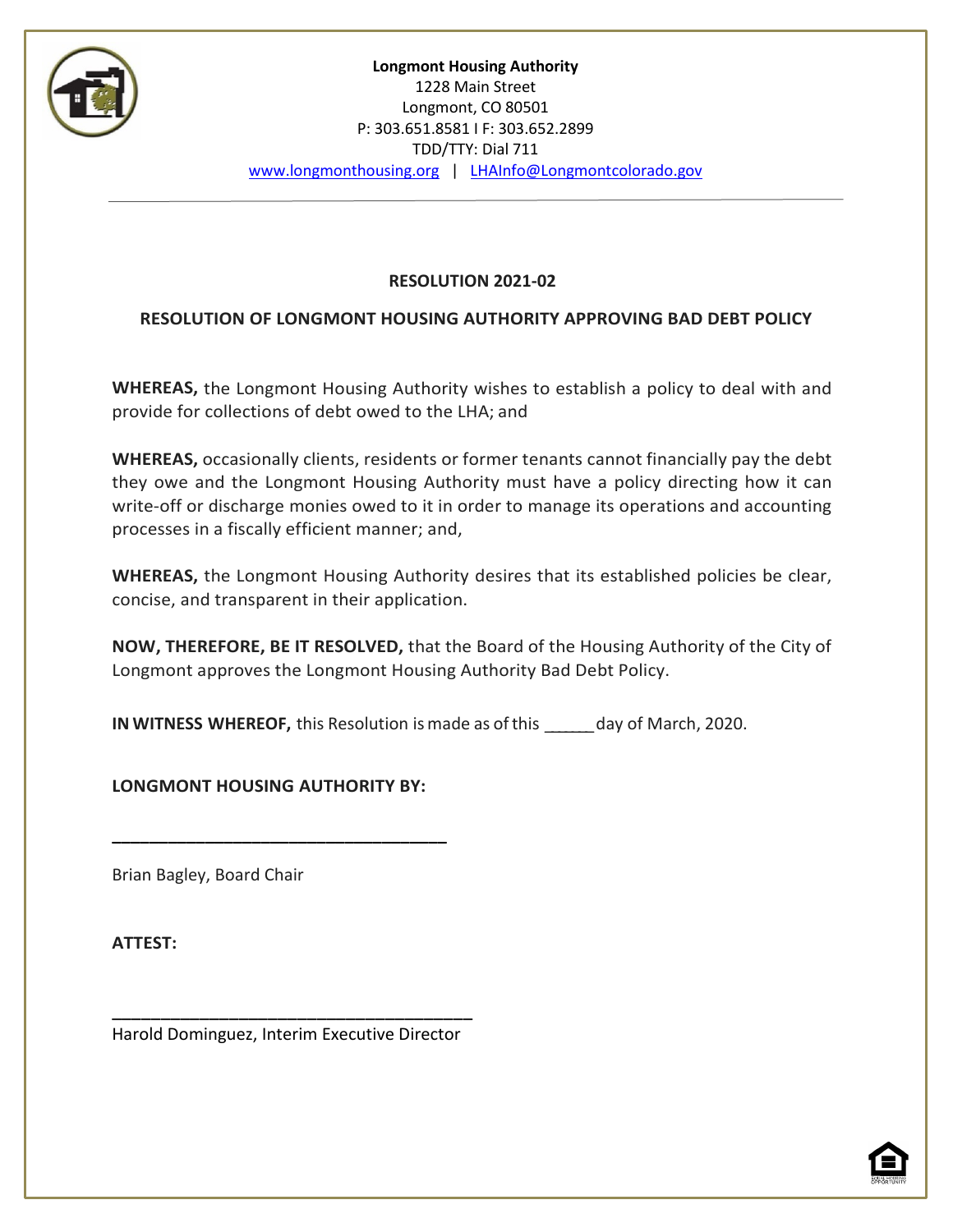**Longmont Housing Authority**
1228 Main Street
Longmont, CO 80501
P: 303.651.8581 I F: 303.652.2899
TDD/TTY: Dial 711
www.longmonthousing.org | LHAInfo@Longmontcolorado.gov

---

**RESOLUTION 2021-02**

**RESOLUTION OF LONGMONT HOUSING AUTHORITY APPROVING BAD DEBT POLICY**

**WHEREAS,** the Longmont Housing Authority wishes to establish a policy to deal with and provide for collections of debt owed to the LHA; and

**WHEREAS,** occasionally clients, residents or former tenants cannot financially pay the debt they owe and the Longmont Housing Authority must have a policy directing how it can write-off or discharge monies owed to it in order to manage its operations and accounting processes in a fiscally efficient manner; and,

**WHEREAS,** the Longmont Housing Authority desires that its established policies be clear, concise, and transparent in their application.

**NOW, THEREFORE, BE IT RESOLVED,** that the Board of the Housing Authority of the City of Longmont approves the Longmont Housing Authority Bad Debt Policy.

**IN WITNESS WHEREOF,** this Resolution is made as of this _____ day of March, 2020.

**LONGMONT HOUSING AUTHORITY BY:**

___________________________________

Brian Bagley, Board Chair

**ATTEST:**

______________________________________

Harold Dominguez, Interim Executive Director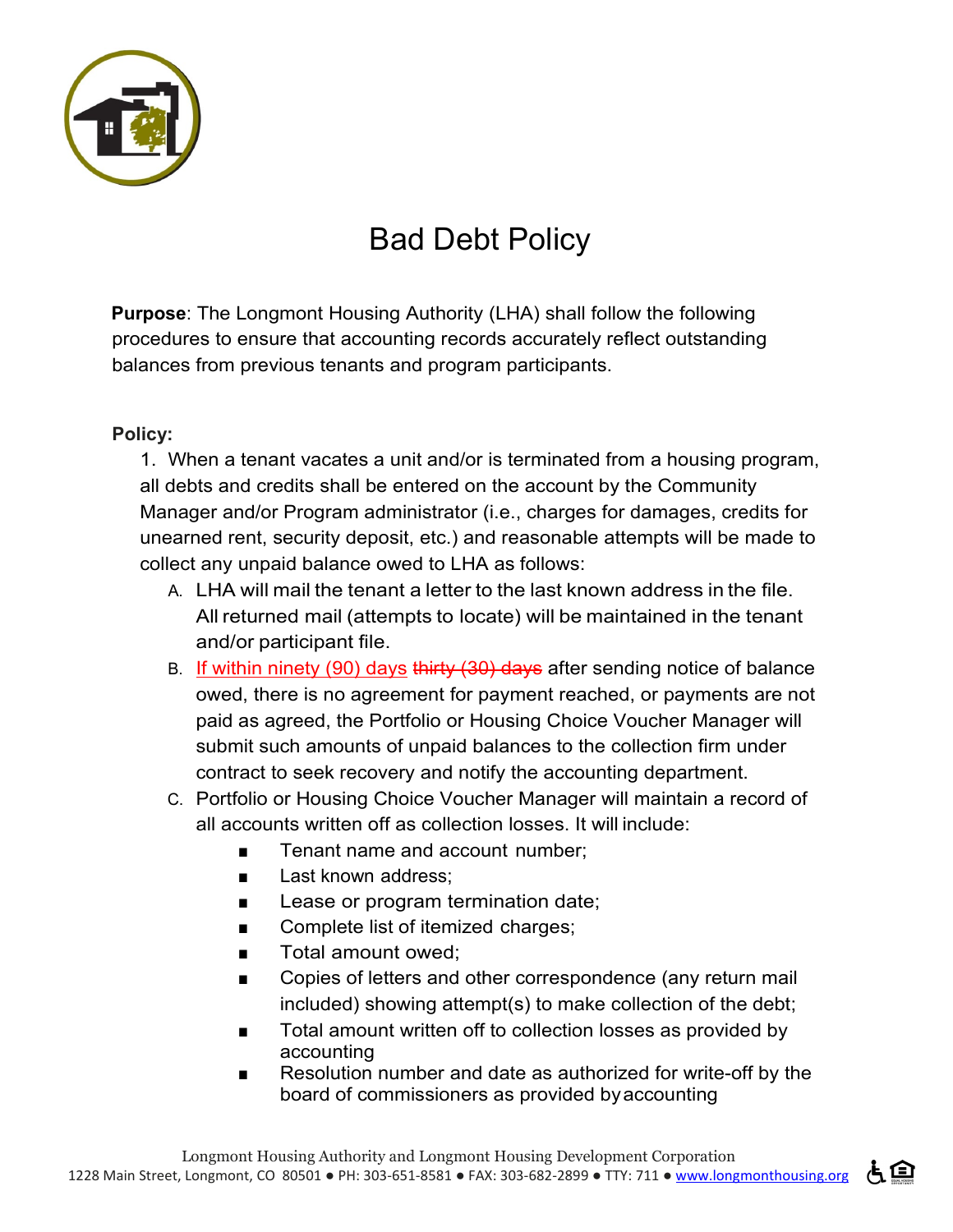# Bad Debt Policy

**Purpose**: The Longmont Housing Authority (LHA) shall follow the following procedures to ensure that accounting records accurately reflect outstanding balances from previous tenants and program participants.

**Policy:**

1. When a tenant vacates a unit and/or is terminated from a housing program, all debts and credits shall be entered on the account by the Community Manager and/or Program administrator (i.e., charges for damages, credits for unearned rent, security deposit, etc.) and reasonable attempts will be made to collect any unpaid balance owed to LHA as follows:
   A. LHA will mail the tenant a letter to the last known address in the file. All returned mail (attempts to locate) will be maintained in the tenant and/or participant file.
   B. If within ninety (90) days ~~thirty (30) days~~ after sending notice of balance owed, there is no agreement for payment reached, or payments are not paid as agreed, the Portfolio or Housing Choice Voucher Manager will submit such amounts of unpaid balances to the collection firm under contract to seek recovery and notify the accounting department.
   C. Portfolio or Housing Choice Voucher Manager will maintain a record of all accounts written off as collection losses. It will include:
      - Tenant name and account number;
      - Last known address;
      - Lease or program termination date;
      - Complete list of itemized charges;
      - Total amount owed;
      - Copies of letters and other correspondence (any return mail included) showing attempt(s) to make collection of the debt;
      - Total amount written off to collection losses as provided by accounting
      - Resolution number and date as authorized for write-off by the board of commissioners as provided by accounting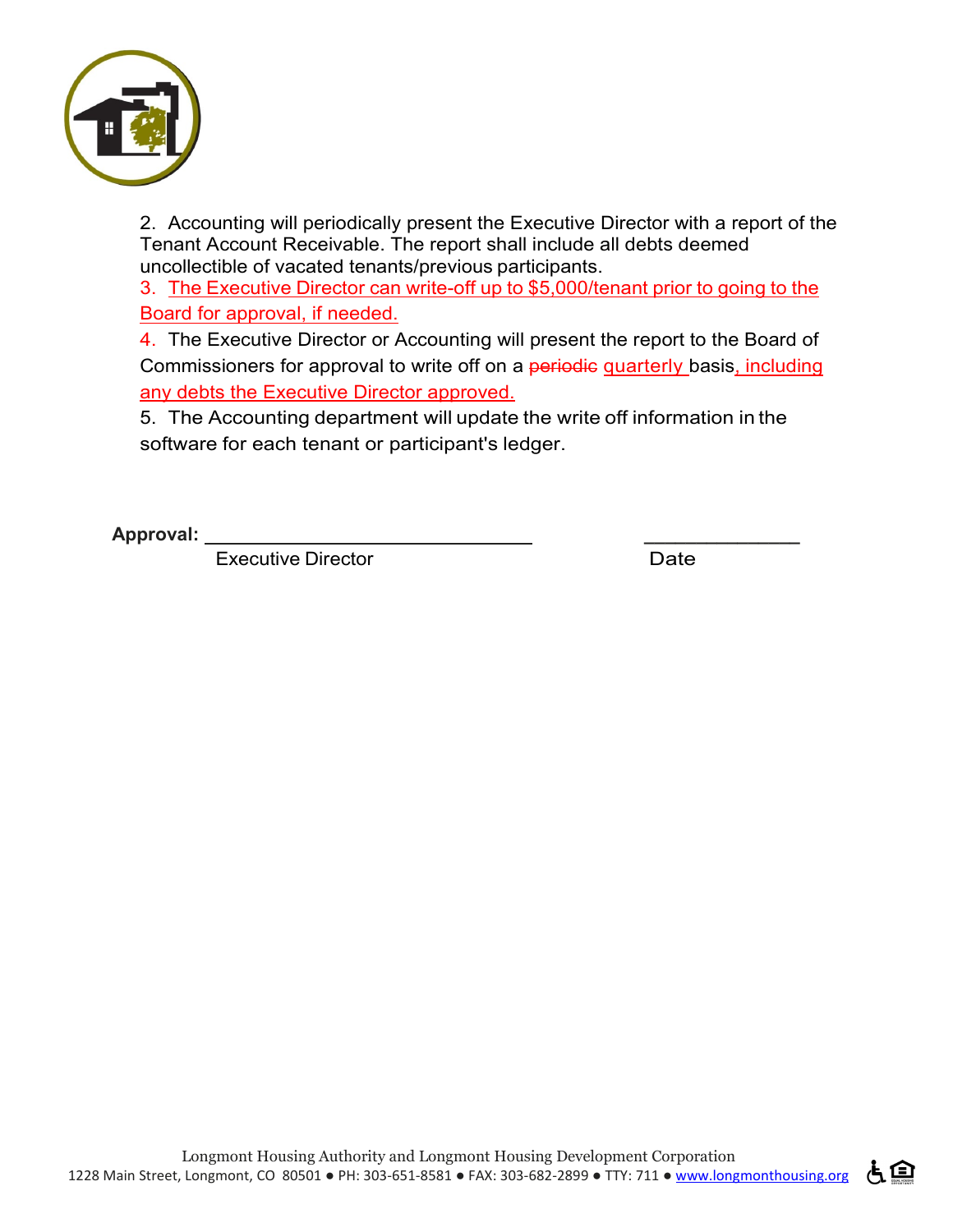2. Accounting will periodically present the Executive Director with a report of the Tenant Account Receivable. The report shall include all debts deemed uncollectible of vacated tenants/previous participants.

3. The Executive Director can write-off up to $5,000/tenant prior to going to the Board for approval, if needed.

4. The Executive Director or Accounting will present the report to the Board of Commissioners for approval to write off on a ~~periodic~~ quarterly basis, including any debts the Executive Director approved.

5. The Accounting department will update the write off information in the software for each tenant or participant's ledger.

**Approval:** ______________________________ ______________
Executive Director Date

Longmont Housing Authority and Longmont Housing Development Corporation
1228 Main Street, Longmont, CO 80501 ● PH: 303-651-8581 ● FAX: 303-682-2899 ● TTY: 711 ● www.longmonthousing.org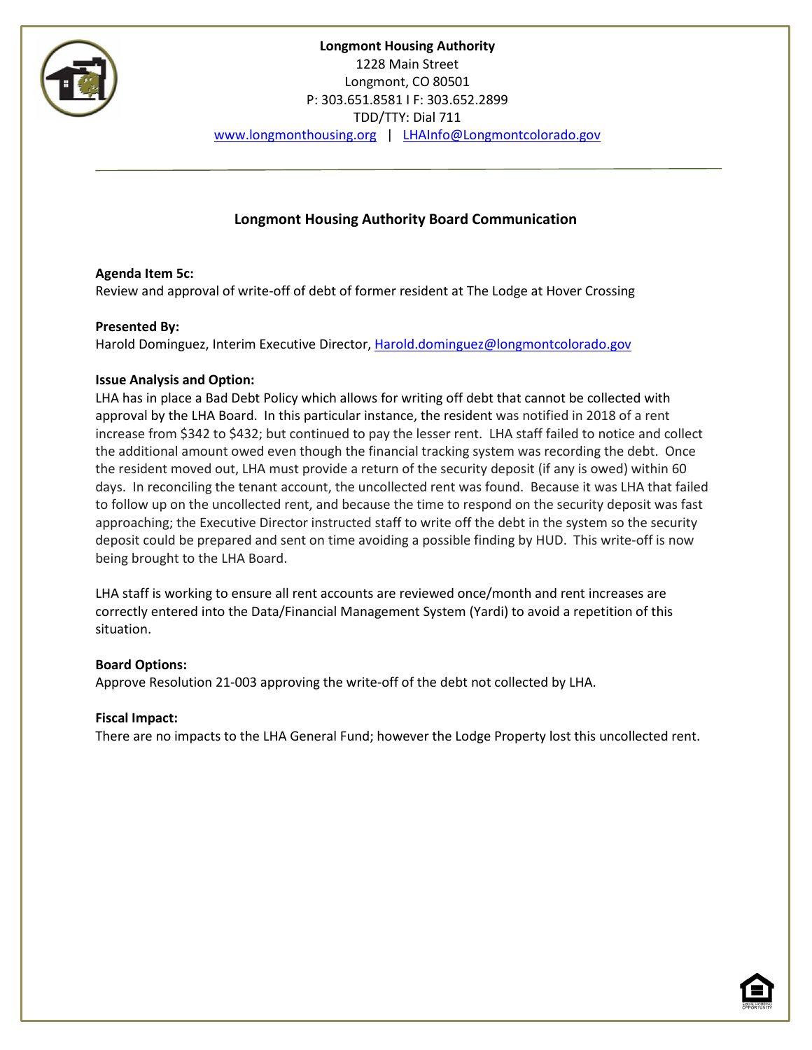**Longmont Housing Authority**
1228 Main Street
Longmont, CO 80501
P: 303.651.8581 I F: 303.652.2899
TDD/TTY: Dial 711
www.longmonthousing.org | LHAInfo@Longmontcolorado.gov

---

## Longmont Housing Authority Board Communication

**Agenda Item 5c:**
Review and approval of write-off of debt of former resident at The Lodge at Hover Crossing

**Presented By:**
Harold Dominguez, Interim Executive Director, Harold.dominguez@longmontcolorado.gov

**Issue Analysis and Option:**
LHA has in place a Bad Debt Policy which allows for writing off debt that cannot be collected with approval by the LHA Board. In this particular instance, the resident was notified in 2018 of a rent increase from $342 to $432; but continued to pay the lesser rent. LHA staff failed to notice and collect the additional amount owed even though the financial tracking system was recording the debt. Once the resident moved out, LHA must provide a return of the security deposit (if any is owed) within 60 days. In reconciling the tenant account, the uncollected rent was found. Because it was LHA that failed to follow up on the uncollected rent, and because the time to respond on the security deposit was fast approaching; the Executive Director instructed staff to write off the debt in the system so the security deposit could be prepared and sent on time avoiding a possible finding by HUD. This write-off is now being brought to the LHA Board.

LHA staff is working to ensure all rent accounts are reviewed once/month and rent increases are correctly entered into the Data/Financial Management System (Yardi) to avoid a repetition of this situation.

**Board Options:**
Approve Resolution 21-003 approving the write-off of the debt not collected by LHA.

**Fiscal Impact:**
There are no impacts to the LHA General Fund; however the Lodge Property lost this uncollected rent.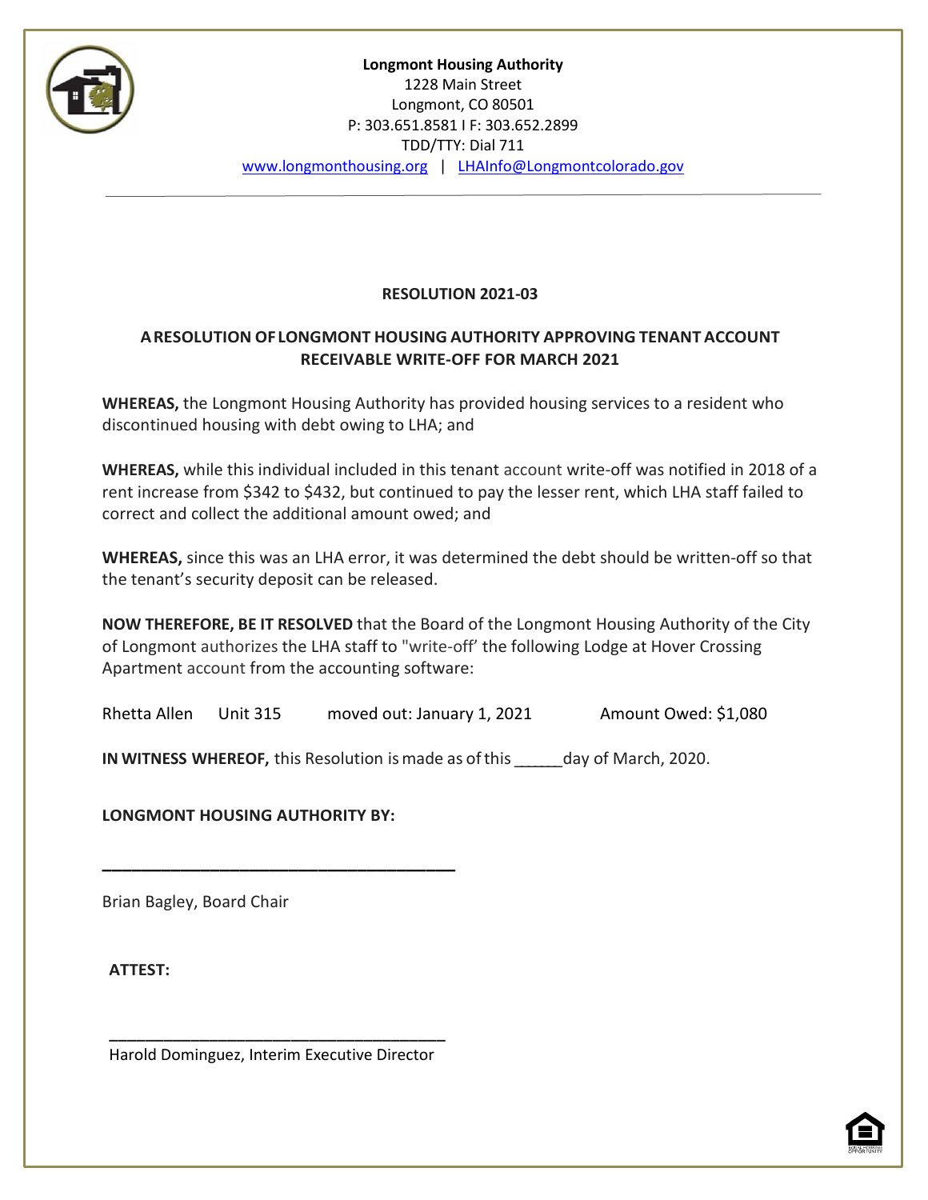**Longmont Housing Authority**
1228 Main Street
Longmont, CO 80501
P: 303.651.8581 I F: 303.652.2899
TDD/TTY: Dial 711
www.longmonthousing.org | LHAInfo@Longmontcolorado.gov

---

**RESOLUTION 2021-03**

**A RESOLUTION OF LONGMONT HOUSING AUTHORITY APPROVING TENANT ACCOUNT RECEIVABLE WRITE-OFF FOR MARCH 2021**

**WHEREAS,** the Longmont Housing Authority has provided housing services to a resident who discontinued housing with debt owing to LHA; and

**WHEREAS,** while this individual included in this tenant account write-off was notified in 2018 of a rent increase from $342 to $432, but continued to pay the lesser rent, which LHA staff failed to correct and collect the additional amount owed; and

**WHEREAS,** since this was an LHA error, it was determined the debt should be written-off so that the tenant's security deposit can be released.

**NOW THEREFORE, BE IT RESOLVED** that the Board of the Longmont Housing Authority of the City of Longmont authorizes the LHA staff to "write-off' the following Lodge at Hover Crossing Apartment account from the accounting software:

Rhetta Allen Unit 315 moved out: January 1, 2021 Amount Owed: $1,080

**IN WITNESS WHEREOF,** this Resolution is made as of this ______day of March, 2020.

**LONGMONT HOUSING AUTHORITY BY:**

________________________________________

Brian Bagley, Board Chair

**ATTEST:**

________________________________________

Harold Dominguez, Interim Executive Director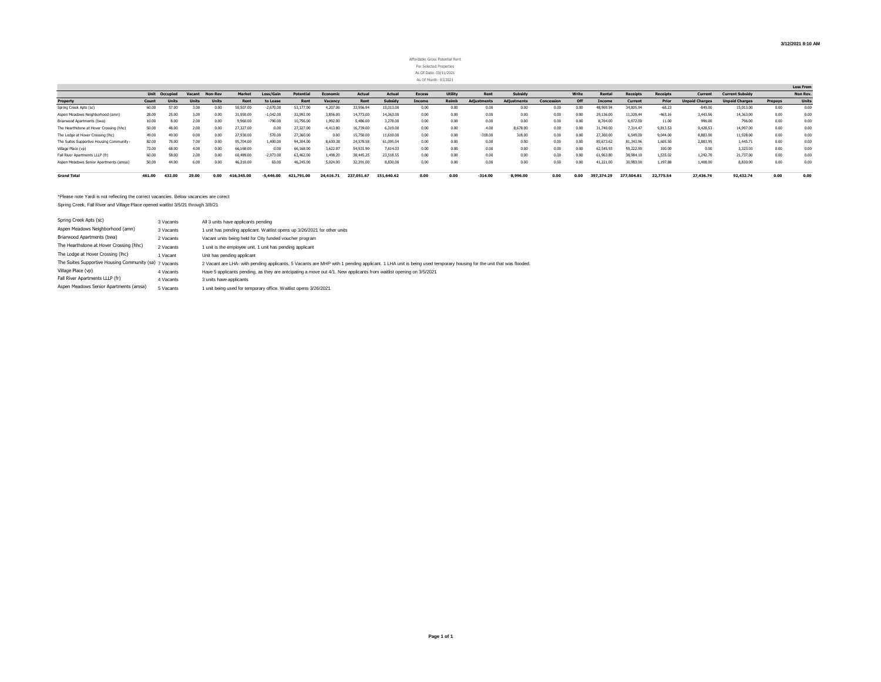Affordable Gross Potential Rent
For Selected Properties
As Of Date: 03/11/2021
As Of Month: 03/2021

| Property | Unit Count | Occupied Units | Vacant Units | Non-Rev Units | Market Rent | Loss/Gain to Lease | Potential Rent | Economic Vacancy | Actual Rent | Actual Subsidy | Excess Income | Utility Reimb | Rent Adjustments | Subsidy Adjustments | Concession | Write Off | Rental Income | Receipts Current | Receipts Prior | Current Unpaid Charges | Current Subsidy Unpaid Charges | Prepays | Loss From Non Rev. Units |
|---|---|---|---|---|---|---|---|---|---|---|---|---|---|---|---|---|---|---|---|---|---|---|---|
| Spring Creek Apts (sc) | 60.00 | 57.00 | 3.00 | 0.00 | 50,507.00 | -2,670.00 | 53,177.00 | 4,207.06 | 33,956.94 | 15,013.00 | 0.00 | 0.00 | 0.00 | 0.00 | 0.00 | 0.00 | 48,969.94 | 34,805.94 | -68.23 | -849.00 | 15,013.00 | 0.00 | 0.00 |
| Aspen Meadows Neighborhood (amn) | 28.00 | 25.00 | 3.00 | 0.00 | 31,950.00 | -1,042.00 | 32,992.00 | 3,856.00 | 14,773.00 | 14,363.00 | 0.00 | 0.00 | 0.00 | 0.00 | 0.00 | 0.00 | 29,136.00 | 11,329.44 | -463.16 | 3,443.56 | 14,363.00 | 0.00 | 0.00 |
| Briarwood Apartments (bwa) | 10.00 | 8.00 | 2.00 | 0.00 | 9,960.00 | -796.00 | 10,756.00 | 1,992.00 | 5,486.00 | 3,278.00 | 0.00 | 0.00 | 0.00 | 0.00 | 0.00 | 0.00 | 8,764.00 | 6,972.00 | 11.00 | 996.00 | 796.00 | 0.00 | 0.00 |
| The Hearthstone at Hover Crossing (hhc) | 50.00 | 48.00 | 2.00 | 0.00 | 27,327.00 | 0.00 | 27,327.00 | -4,413.00 | 16,739.00 | 6,319.00 | 0.00 | 0.00 | 4.00 | 8,678.00 | 0.00 | 0.00 | 31,740.00 | 7,314.47 | 9,813.53 | 9,428.53 | 14,997.00 | 0.00 | 0.00 |
| The Lodge at Hover Crossing (lhc) | 49.00 | 49.00 | 0.00 | 0.00 | 27,930.00 | 570.00 | 27,360.00 | 0.00 | 15,750.00 | 11,610.00 | 0.00 | 0.00 | -318.00 | 318.00 | 0.00 | 0.00 | 27,360.00 | 6,549.00 | 9,044.00 | 8,883.00 | 11,928.00 | 0.00 | 0.00 |
| The Suites Supportive Housing Community | 82.00 | 75.00 | 7.00 | 0.00 | 95,704.00 | 1,400.00 | 94,304.00 | 8,630.38 | 24,578.58 | 61,095.04 | 0.00 | 0.00 | 0.00 | 0.00 | 0.00 | 0.00 | 85,673.62 | 81,343.96 | 1,605.50 | 2,883.95 | 1,445.71 | 0.00 | 0.00 |
| Village Place (vp) | 72.00 | 68.00 | 4.00 | 0.00 | 66,168.00 | 0.00 | 66,168.00 | 3,622.07 | 54,931.90 | 7,614.03 | 0.00 | 0.00 | 0.00 | 0.00 | 0.00 | 0.00 | 62,545.93 | 59,222.90 | 100.00 | 0.00 | 3,323.03 | 0.00 | 0.00 |
| Fall River Apartments LLLP (fr) | 60.00 | 58.00 | 2.00 | 0.00 | 60,489.00 | -2,973.00 | 63,462.00 | 1,498.20 | 38,445.25 | 23,518.55 | 0.00 | 0.00 | 0.00 | 0.00 | 0.00 | 0.00 | 61,963.80 | 38,984.10 | 1,535.02 | 1,242.70 | 21,737.00 | 0.00 | 0.00 |
| Aspen Meadows Senior Apartments (amsa) | 50.00 | 44.00 | 6.00 | 0.00 | 46,310.00 | 65.00 | 46,245.00 | 5,024.00 | 32,391.00 | 8,830.00 | 0.00 | 0.00 | 0.00 | 0.00 | 0.00 | 0.00 | 41,221.00 | 30,983.00 | 1,197.88 | 1,408.00 | 8,830.00 | 0.00 | 0.00 |
| **Grand Total** | **461.00** | **432.00** | **29.00** | **0.00** | **416,345.00** | **-5,446.00** | **421,791.00** | **24,416.71** | **237,051.67** | **151,640.62** | **0.00** | **0.00** | **-314.00** | **8,996.00** | **0.00** | **0.00** | **397,374.29** | **277,504.81** | **22,775.54** | **27,436.74** | **92,432.74** | **0.00** | **0.00** |

*Please note Yardi is not reflecting the correct vacancies. Below vacancies are corect

Spring Creek, Fall River and Village Place opened waitlist 3/5/21 through 3/8/21

| Property | Vacants | Notes |
|---|---|---|
| Spring Creek Apts (sc) | 3 Vacants | All 3 units have applicants pending |
| Aspen Meadows Neighborhood (amn) | 3 Vacants | 1 unit has pending applicant. Waitlist opens up 3/26/2021 for other units |
| Briarwood Apartments (bwa) | 2 Vacants | Vacant units being held for City funded voucher program |
| The Hearthstone at Hover Crossing (hhc) | 2 Vacants | 1 unit is the employee unit. 1 unit has pending applicant |
| The Lodge at Hover Crossing (lhc) | 1 Vacant | Unit has pending applicant |
| The Suites Supportive Housing Community (sa) | 7 Vacants | 2 Vacant are LHA- with pending applicants, 5 Vacants are MHP with 1 pending applicant. 1 LHA unit is being used temporary housing for the unit that was flooded. |
| Village Place (vp) | 4 Vacants | Have 5 applicants pending, as they are antcipating a move out 4/1. New applicants from waitlist opening on 3/5/2021 |
| Fall River Apartments LLLP (fr) | 4 Vacants | 3 units have applicants |
| Aspen Meadows Senior Apartments (amsa) | 5 Vacants | 1 unit being used for temporary office. Waitlist opens 3/26/2021 |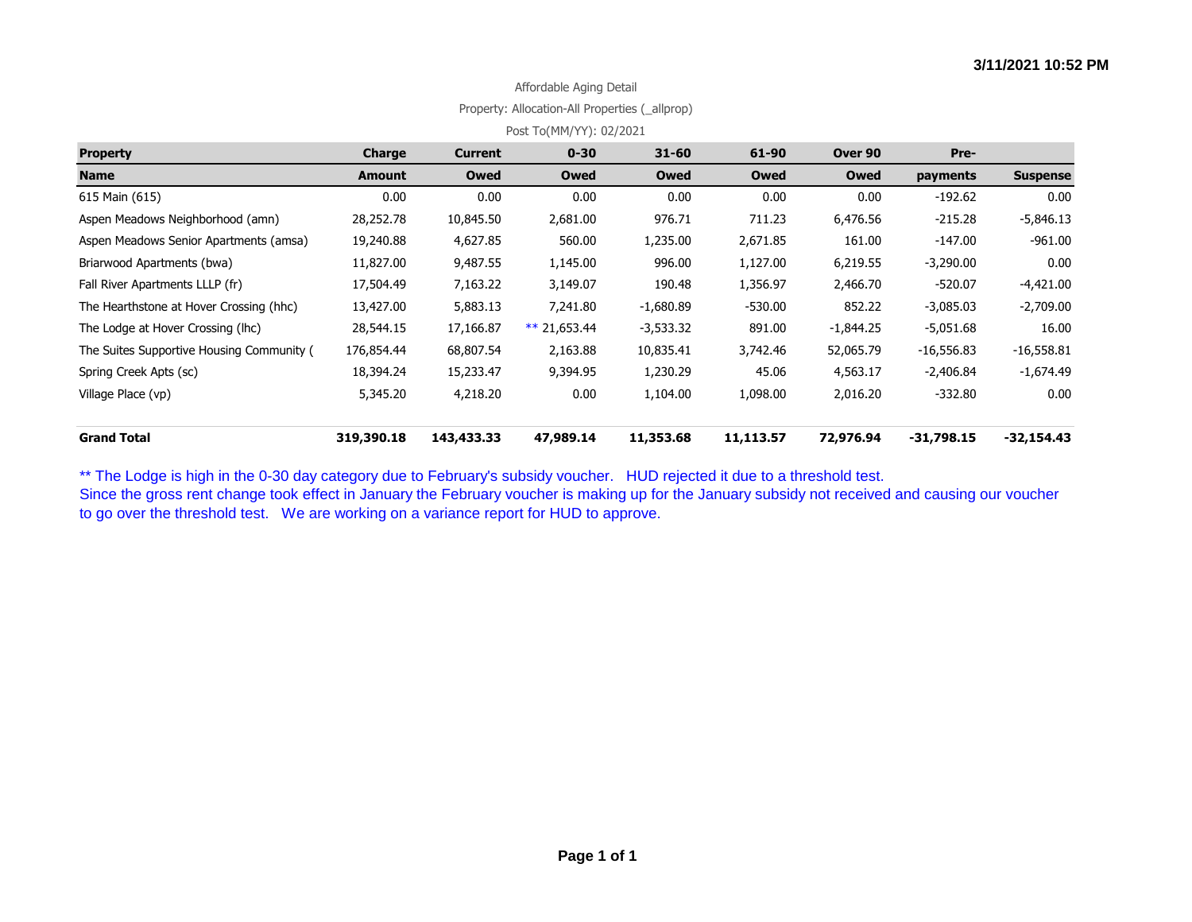3/11/2021 10:52 PM

Affordable Aging Detail

Property: Allocation-All Properties (_allprop)

Post To(MM/YY): 02/2021

| Property Name | Charge Amount | Current Owed | 0-30 Owed | 31-60 Owed | 61-90 Owed | Over 90 Owed | Pre-payments | Suspense |
|---|---|---|---|---|---|---|---|---|
| 615 Main (615) | 0.00 | 0.00 | 0.00 | 0.00 | 0.00 | 0.00 | -192.62 | 0.00 |
| Aspen Meadows Neighborhood (amn) | 28,252.78 | 10,845.50 | 2,681.00 | 976.71 | 711.23 | 6,476.56 | -215.28 | -5,846.13 |
| Aspen Meadows Senior Apartments (amsa) | 19,240.88 | 4,627.85 | 560.00 | 1,235.00 | 2,671.85 | 161.00 | -147.00 | -961.00 |
| Briarwood Apartments (bwa) | 11,827.00 | 9,487.55 | 1,145.00 | 996.00 | 1,127.00 | 6,219.55 | -3,290.00 | 0.00 |
| Fall River Apartments LLLP (fr) | 17,504.49 | 7,163.22 | 3,149.07 | 190.48 | 1,356.97 | 2,466.70 | -520.07 | -4,421.00 |
| The Hearthstone at Hover Crossing (hhc) | 13,427.00 | 5,883.13 | 7,241.80 | -1,680.89 | -530.00 | 852.22 | -3,085.03 | -2,709.00 |
| The Lodge at Hover Crossing (lhc) | 28,544.15 | 17,166.87 | ** 21,653.44 | -3,533.32 | 891.00 | -1,844.25 | -5,051.68 | 16.00 |
| The Suites Supportive Housing Community ( | 176,854.44 | 68,807.54 | 2,163.88 | 10,835.41 | 3,742.46 | 52,065.79 | -16,556.83 | -16,558.81 |
| Spring Creek Apts (sc) | 18,394.24 | 15,233.47 | 9,394.95 | 1,230.29 | 45.06 | 4,563.17 | -2,406.84 | -1,674.49 |
| Village Place (vp) | 5,345.20 | 4,218.20 | 0.00 | 1,104.00 | 1,098.00 | 2,016.20 | -332.80 | 0.00 |
| **Grand Total** | **319,390.18** | **143,433.33** | **47,989.14** | **11,353.68** | **11,113.57** | **72,976.94** | **-31,798.15** | **-32,154.43** |

** The Lodge is high in the 0-30 day category due to February's subsidy voucher. HUD rejected it due to a threshold test. Since the gross rent change took effect in January the February voucher is making up for the January subsidy not received and causing our voucher to go over the threshold test. We are working on a variance report for HUD to approve.